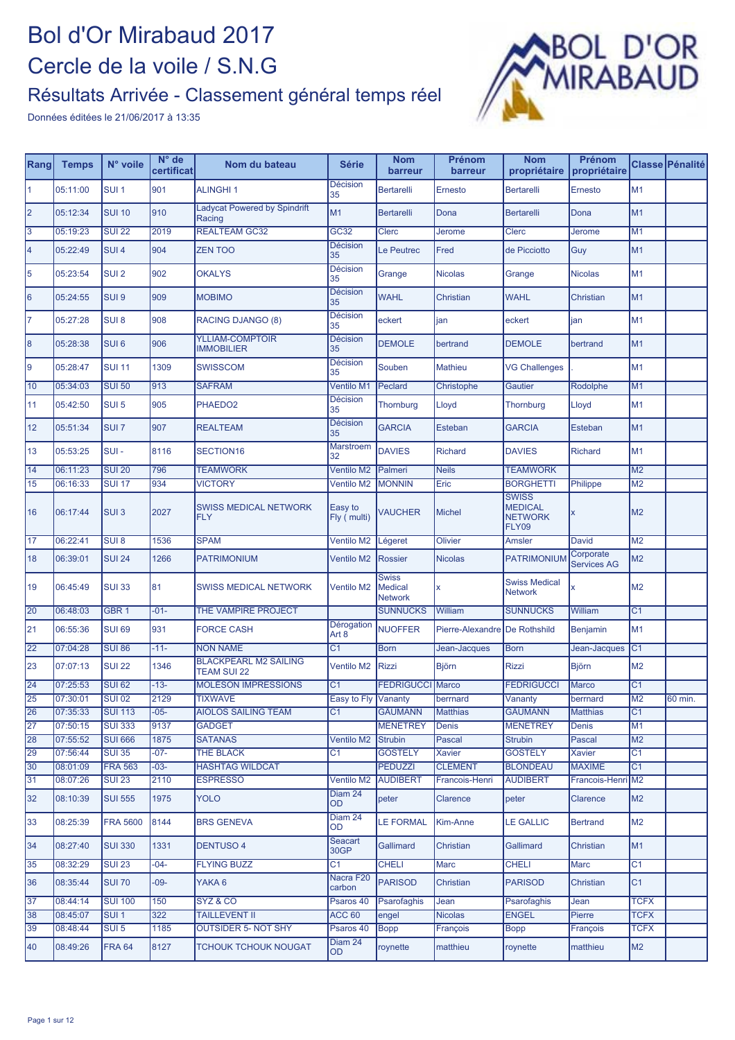# Bol d'Or Mirabaud 2017

## Cercle de la voile / S.N.G

## Résultats Arrivée - Classement général temps réel

Données éditées le 21/06/2017 à 13:35

| Rang | Temps | N° voile | N° de certificat | Nom du bateau | Série | Nom barreur | Prénom barreur | Nom propriétaire | Prénom propriétaire | Classe | Pénalité |
|---|---|---|---|---|---|---|---|---|---|---|---|
| 1 | 05:11:00 | SUI 1 | 901 | ALINGHI 1 | Décision 35 | Bertarelli | Ernesto | Bertarelli | Ernesto | M1 | |
| 2 | 05:12:34 | SUI 10 | 910 | Ladycat Powered by Spindrift Racing | M1 | Bertarelli | Dona | Bertarelli | Dona | M1 | |
| 3 | 05:19:23 | SUI 22 | 2019 | REALTEAM GC32 | GC32 | Clerc | Jerome | Clerc | Jerome | M1 | |
| 4 | 05:22:49 | SUI 4 | 904 | ZEN TOO | Décision 35 | Le Peutrec | Fred | de Picciotto | Guy | M1 | |
| 5 | 05:23:54 | SUI 2 | 902 | OKALYS | Décision 35 | Grange | Nicolas | Grange | Nicolas | M1 | |
| 6 | 05:24:55 | SUI 9 | 909 | MOBIMO | Décision 35 | WAHL | Christian | WAHL | Christian | M1 | |
| 7 | 05:27:28 | SUI 8 | 908 | RACING DJANGO (8) | Décision 35 | eckert | jan | eckert | jan | M1 | |
| 8 | 05:28:38 | SUI 6 | 906 | YLLIAM-COMPTOIR IMMOBILIER | Décision 35 | DEMOLE | bertrand | DEMOLE | bertrand | M1 | |
| 9 | 05:28:47 | SUI 11 | 1309 | SWISSCOM | Décision 35 | Souben | Mathieu | VG Challenges | . | M1 | |
| 10 | 05:34:03 | SUI 50 | 913 | SAFRAM | Ventilo M1 | Peclard | Christophe | Gautier | Rodolphe | M1 | |
| 11 | 05:42:50 | SUI 5 | 905 | PHAEDO2 | Décision 35 | Thornburg | Lloyd | Thornburg | Lloyd | M1 | |
| 12 | 05:51:34 | SUI 7 | 907 | REALTEAM | Décision 35 | GARCIA | Esteban | GARCIA | Esteban | M1 | |
| 13 | 05:53:25 | SUI - | 8116 | SECTION16 | Marstroem 32 | DAVIES | Richard | DAVIES | Richard | M1 | |
| 14 | 06:11:23 | SUI 20 | 796 | TEAMWORK | Ventilo M2 | Palmeri | Neils | TEAMWORK | | M2 | |
| 15 | 06:16:33 | SUI 17 | 934 | VICTORY | Ventilo M2 | MONNIN | Eric | BORGHETTI | Philippe | M2 | |
| 16 | 06:17:44 | SUI 3 | 2027 | SWISS MEDICAL NETWORK FLY | Easy to Fly ( multi) | VAUCHER | Michel | SWISS MEDICAL NETWORK FLY09 | x | M2 | |
| 17 | 06:22:41 | SUI 8 | 1536 | SPAM | Ventilo M2 | Légeret | Olivier | Amsler | David | M2 | |
| 18 | 06:39:01 | SUI 24 | 1266 | PATRIMONIUM | Ventilo M2 | Rossier | Nicolas | PATRIMONIUM | Corporate Services AG | M2 | |
| 19 | 06:45:49 | SUI 33 | 81 | SWISS MEDICAL NETWORK | Ventilo M2 | Swiss Medical Network | x | Swiss Medical Network | x | M2 | |
| 20 | 06:48:03 | GBR 1 | -01- | THE VAMPIRE PROJECT | | SUNNUCKS | William | SUNNUCKS | William | C1 | |
| 21 | 06:55:36 | SUI 69 | 931 | FORCE CASH | Dérogation Art 8 | NUOFFER | Pierre-Alexandre | De Rothshild | Benjamin | M1 | |
| 22 | 07:04:28 | SUI 86 | -11- | NON NAME | C1 | Born | Jean-Jacques | Born | Jean-Jacques | C1 | |
| 23 | 07:07:13 | SUI 22 | 1346 | BLACKPEARL M2 SAILING TEAM SUI 22 | Ventilo M2 | Rizzi | Björn | Rizzi | Björn | M2 | |
| 24 | 07:25:53 | SUI 62 | -13- | MOLESON IMPRESSIONS | C1 | FEDRIGUCCI | Marco | FEDRIGUCCI | Marco | C1 | |
| 25 | 07:30:01 | SUI 02 | 2129 | TIXWAVE | Easy to Fly | Vananty | berrnard | Vananty | berrnard | M2 | 60 min. |
| 26 | 07:35:33 | SUI 113 | -05- | AIOLOS SAILING TEAM | C1 | GAUMANN | Matthias | GAUMANN | Matthias | C1 | |
| 27 | 07:50:15 | SUI 333 | 9137 | GADGET | | MENETREY | Denis | MENETREY | Denis | M1 | |
| 28 | 07:55:52 | SUI 666 | 1875 | SATANAS | Ventilo M2 | Strubin | Pascal | Strubin | Pascal | M2 | |
| 29 | 07:56:44 | SUI 35 | -07- | THE BLACK | C1 | GOSTELY | Xavier | GOSTELY | Xavier | C1 | |
| 30 | 08:01:09 | FRA 563 | -03- | HASHTAG WILDCAT | | PEDUZZI | CLEMENT | BLONDEAU | MAXIME | C1 | |
| 31 | 08:07:26 | SUI 23 | 2110 | ESPRESSO | Ventilo M2 | AUDIBERT | Francois-Henri | AUDIBERT | Francois-Henri | M2 | |
| 32 | 08:10:39 | SUI 555 | 1975 | YOLO | Diam 24 OD | peter | Clarence | peter | Clarence | M2 | |
| 33 | 08:25:39 | FRA 5600 | 8144 | BRS GENEVA | Diam 24 OD | LE FORMAL | Kim-Anne | LE GALLIC | Bertrand | M2 | |
| 34 | 08:27:40 | SUI 330 | 1331 | DENTUSO 4 | Seacart 30GP | Gallimard | Christian | Gallimard | Christian | M1 | |
| 35 | 08:32:29 | SUI 23 | -04- | FLYING BUZZ | C1 | CHELI | Marc | CHELI | Marc | C1 | |
| 36 | 08:35:44 | SUI 70 | -09- | YAKA 6 | Nacra F20 carbon | PARISOD | Christian | PARISOD | Christian | C1 | |
| 37 | 08:44:14 | SUI 100 | 150 | SYZ & CO | Psaros 40 | Psarofaghis | Jean | Psarofaghis | Jean | TCFX | |
| 38 | 08:45:07 | SUI 1 | 322 | TAILLEVENT II | ACC 60 | engel | Nicolas | ENGEL | Pierre | TCFX | |
| 39 | 08:48:44 | SUI 5 | 1185 | OUTSIDER 5- NOT SHY | Psaros 40 | Bopp | François | Bopp | François | TCFX | |
| 40 | 08:49:26 | FRA 64 | 8127 | TCHOUK TCHOUK NOUGAT | Diam 24 OD | roynette | matthieu | roynette | matthieu | M2 | |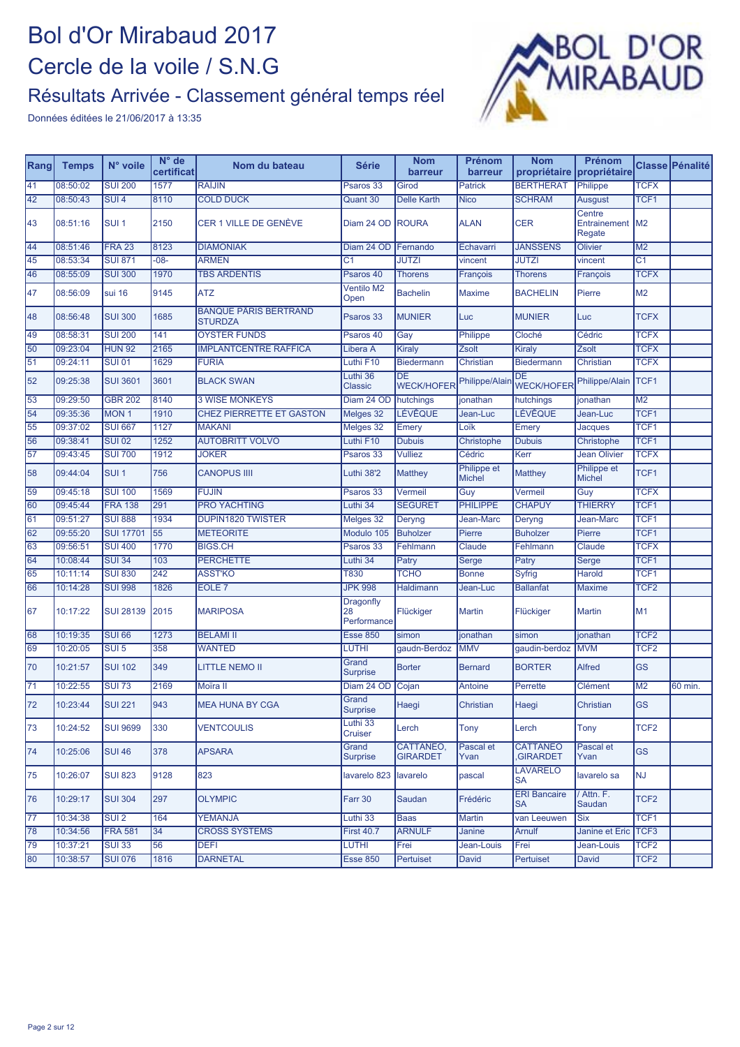# Bol d'Or Mirabaud 2017

# Cercle de la voile / S.N.G

## Résultats Arrivée - Classement général temps réel

Données éditées le 21/06/2017 à 13:35

| Rang | Temps | N° voile | N° de certificat | Nom du bateau | Série | Nom barreur | Prénom barreur | Nom propriétaire | Prénom propriétaire | Classe | Pénalité |
|---|---|---|---|---|---|---|---|---|---|---|---|
| 41 | 08:50:02 | SUI 200 | 1577 | RAIJIN | Psaros 33 | Girod | Patrick | BERTHERAT | Philippe | TCFX | |
| 42 | 08:50:43 | SUI 4 | 8110 | COLD DUCK | Quant 30 | Delle Karth | Nico | SCHRAM | Ausgust | TCF1 | |
| 43 | 08:51:16 | SUI 1 | 2150 | CER 1 VILLE DE GENÈVE | Diam 24 OD | ROURA | ALAN | CER | Centre Entrainement Regate | M2 | |
| 44 | 08:51:46 | FRA 23 | 8123 | DIAMONIAK | Diam 24 OD | Fernando | Echavarri | JANSSENS | Olivier | M2 | |
| 45 | 08:53:34 | SUI 871 | -08- | ARMEN | C1 | JUTZI | vincent | JUTZI | vincent | C1 | |
| 46 | 08:55:09 | SUI 300 | 1970 | TBS ARDENTIS | Psaros 40 | Thorens | François | Thorens | François | TCFX | |
| 47 | 08:56:09 | sui 16 | 9145 | ATZ | Ventilo M2 Open | Bachelin | Maxime | BACHELIN | Pierre | M2 | |
| 48 | 08:56:48 | SUI 300 | 1685 | BANQUE PÂRIS BERTRAND STURDZA | Psaros 33 | MUNIER | Luc | MUNIER | Luc | TCFX | |
| 49 | 08:58:31 | SUI 200 | 141 | OYSTER FUNDS | Psaros 40 | Gay | Philippe | Cloché | Cédric | TCFX | |
| 50 | 09:23:04 | HUN 92 | 2165 | IMPLANTCENTRE RAFFICA | Libera A | Kiraly | Zsolt | Kiraly | Zsolt | TCFX | |
| 51 | 09:24:11 | SUI 01 | 1629 | FURIA | Luthi F10 | Biedermann | Christian | Biedermann | Christian | TCFX | |
| 52 | 09:25:38 | SUI 3601 | 3601 | BLACK SWAN | Luthi 36 Classic | DE WECK/HOFER | Philippe/Alain | DE WECK/HOFER | Philippe/Alain | TCF1 | |
| 53 | 09:29:50 | GBR 202 | 8140 | 3 WISE MONKEYS | Diam 24 OD | hutchings | jonathan | hutchings | jonathan | M2 | |
| 54 | 09:35:36 | MON 1 | 1910 | CHEZ PIERRETTE ET GASTON | Melges 32 | LÉVÊQUE | Jean-Luc | LÉVÊQUE | Jean-Luc | TCF1 | |
| 55 | 09:37:02 | SUI 667 | 1127 | MAKANI | Melges 32 | Emery | Loïk | Emery | Jacques | TCF1 | |
| 56 | 09:38:41 | SUI 02 | 1252 | AUTOBRITT VOLVO | Luthi F10 | Dubuis | Christophe | Dubuis | Christophe | TCF1 | |
| 57 | 09:43:45 | SUI 700 | 1912 | JOKER | Psaros 33 | Vulliez | Cédric | Kerr | Jean Olivier | TCFX | |
| 58 | 09:44:04 | SUI 1 | 756 | CANOPUS IIII | Luthi 38'2 | Matthey | Philippe et Michel | Matthey | Philippe et Michel | TCF1 | |
| 59 | 09:45:18 | SUI 100 | 1569 | FUJIN | Psaros 33 | Vermeil | Guy | Vermeil | Guy | TCFX | |
| 60 | 09:45:44 | FRA 138 | 291 | PRO YACHTING | Luthi 34 | SEGURET | PHILIPPE | CHAPUY | THIERRY | TCF1 | |
| 61 | 09:51:27 | SUI 888 | 1934 | DUPIN1820 TWISTER | Melges 32 | Deryng | Jean-Marc | Deryng | Jean-Marc | TCF1 | |
| 62 | 09:55:20 | SUI 17701 | 55 | METEORITE | Modulo 105 | Buholzer | Pierre | Buholzer | Pierre | TCF1 | |
| 63 | 09:56:51 | SUI 400 | 1770 | BIGS.CH | Psaros 33 | Fehlmann | Claude | Fehlmann | Claude | TCFX | |
| 64 | 10:08:44 | SUI 34 | 103 | PERCHETTE | Luthi 34 | Patry | Serge | Patry | Serge | TCF1 | |
| 65 | 10:11:14 | SUI 830 | 242 | ASST'KO | T830 | TCHO | Bonne | Syfrig | Harold | TCF1 | |
| 66 | 10:14:28 | SUI 998 | 1826 | EOLE 7 | JPK 998 | Haldimann | Jean-Luc | Ballanfat | Maxime | TCF2 | |
| 67 | 10:17:22 | SUI 28139 | 2015 | MARIPOSA | Dragonfly 28 Performance | Flückiger | Martin | Flückiger | Martin | M1 | |
| 68 | 10:19:35 | SUI 66 | 1273 | BELAMI II | Esse 850 | simon | jonathan | simon | jonathan | TCF2 | |
| 69 | 10:20:05 | SUI 5 | 358 | WANTED | LUTHI | gaudn-Berdoz | MMV | gaudin-berdoz | MVM | TCF2 | |
| 70 | 10:21:57 | SUI 102 | 349 | LITTLE NEMO II | Grand Surprise | Borter | Bernard | BORTER | Alfred | GS | |
| 71 | 10:22:55 | SUI 73 | 2169 | Moïra II | Diam 24 OD | Cojan | Antoine | Perrette | Clément | M2 | 60 min. |
| 72 | 10:23:44 | SUI 221 | 943 | MEA HUNA BY CGA | Grand Surprise | Haegi | Christian | Haegi | Christian | GS | |
| 73 | 10:24:52 | SUI 9699 | 330 | VENTCOULIS | Luthi 33 Cruiser | Lerch | Tony | Lerch | Tony | TCF2 | |
| 74 | 10:25:06 | SUI 46 | 378 | APSARA | Grand Surprise | CATTANEO, GIRARDET | Pascal et Yvan | CATTANEO ,GIRARDET | Pascal et Yvan | GS | |
| 75 | 10:26:07 | SUI 823 | 9128 | 823 | lavarelo 823 | lavarelo | pascal | LAVARELO SA | lavarelo sa | NJ | |
| 76 | 10:29:17 | SUI 304 | 297 | OLYMPIC | Farr 30 | Saudan | Frédéric | ERI Bancaire SA | / Attn. F. Saudan | TCF2 | |
| 77 | 10:34:38 | SUI 2 | 164 | YEMANJA | Luthi 33 | Baas | Martin | van Leeuwen | Six | TCF1 | |
| 78 | 10:34:56 | FRA 581 | 34 | CROSS SYSTEMS | First 40.7 | ARNULF | Janine | Arnulf | Janine et Eric | TCF3 | |
| 79 | 10:37:21 | SUI 33 | 56 | DEFI | LUTHI | Frei | Jean-Louis | Frei | Jean-Louis | TCF2 | |
| 80 | 10:38:57 | SUI 076 | 1816 | DARNETAL | Esse 850 | Pertuiset | David | Pertuiset | David | TCF2 | |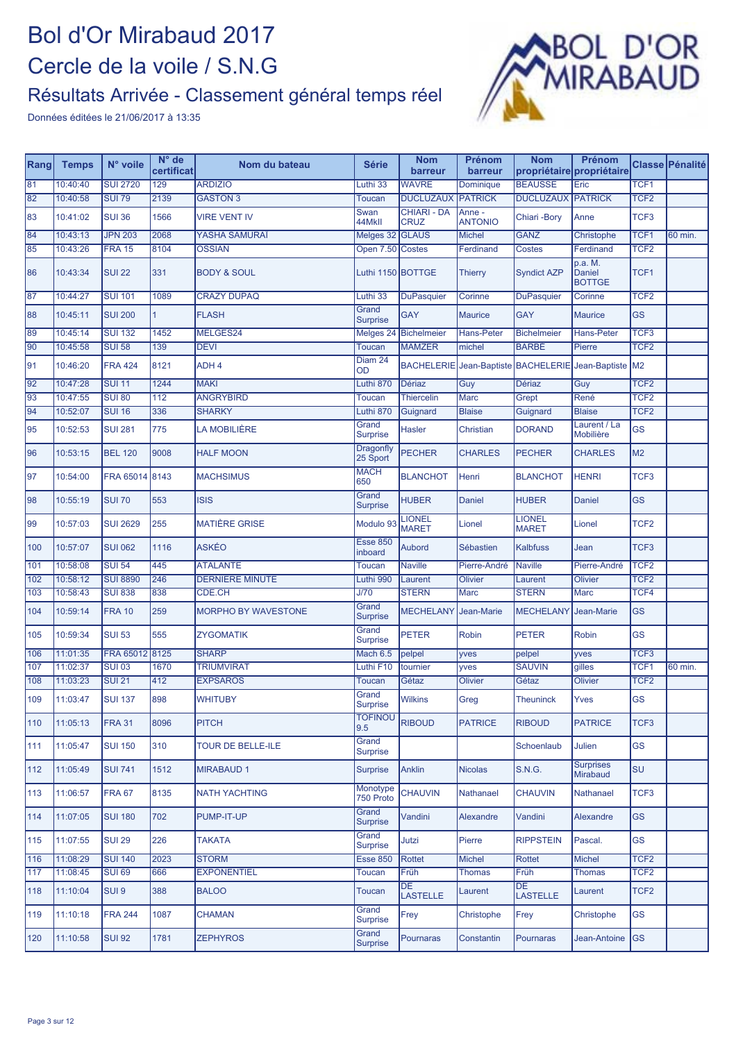# Bol d'Or Mirabaud 2017

## Cercle de la voile / S.N.G

### Résultats Arrivée - Classement général temps réel

Données éditées le 21/06/2017 à 13:35

| Rang | Temps | N° voile | N° de certificat | Nom du bateau | Série | Nom barreur | Prénom barreur | Nom propriétaire | Prénom propriétaire | Classe | Pénalité |
|---|---|---|---|---|---|---|---|---|---|---|---|
| 81 | 10:40:40 | SUI 2720 | 129 | ARDIZIO | Luthi 33 | WAVRE | Dominique | BEAUSSE | Eric | TCF1 | |
| 82 | 10:40:58 | SUI 79 | 2139 | GASTON 3 | Toucan | DUCLUZAUX | PATRICK | DUCLUZAUX | PATRICK | TCF2 | |
| 83 | 10:41:02 | SUI 36 | 1566 | VIRE VENT IV | Swan 44MkII | CHIARI - DA CRUZ | Anne - ANTONIO | Chiari -Bory | Anne | TCF3 | |
| 84 | 10:43:13 | JPN 203 | 2068 | YASHA SAMURAI | Melges 32 | GLAUS | Michel | GANZ | Christophe | TCF1 | 60 min. |
| 85 | 10:43:26 | FRA 15 | 8104 | OSSIAN | Open 7.50 | Costes | Ferdinand | Costes | Ferdinand | TCF2 | |
| 86 | 10:43:34 | SUI 22 | 331 | BODY & SOUL | Luthi 1150 | BOTTGE | Thierry | Syndict AZP | p.a. M. Daniel BOTTGE | TCF1 | |
| 87 | 10:44:27 | SUI 101 | 1089 | CRAZY DUPAQ | Luthi 33 | DuPasquier | Corinne | DuPasquier | Corinne | TCF2 | |
| 88 | 10:45:11 | SUI 200 | 1 | FLASH | Grand Surprise | GAY | Maurice | GAY | Maurice | GS | |
| 89 | 10:45:14 | SUI 132 | 1452 | MELGES24 | Melges 24 | Bichelmeier | Hans-Peter | Bichelmeier | Hans-Peter | TCF3 | |
| 90 | 10:45:58 | SUI 58 | 139 | DEVI | Toucan | MAMZER | michel | BARBE | Pierre | TCF2 | |
| 91 | 10:46:20 | FRA 424 | 8121 | ADH 4 | Diam 24 OD | BACHELERIE | Jean-Baptiste | BACHELERIE | Jean-Baptiste | M2 | |
| 92 | 10:47:28 | SUI 11 | 1244 | MAKI | Luthi 870 | Dériaz | Guy | Dériaz | Guy | TCF2 | |
| 93 | 10:47:55 | SUI 80 | 112 | ANGRYBIRD | Toucan | Thiercelin | Marc | Grept | René | TCF2 | |
| 94 | 10:52:07 | SUI 16 | 336 | SHARKY | Luthi 870 | Guignard | Blaise | Guignard | Blaise | TCF2 | |
| 95 | 10:52:53 | SUI 281 | 775 | LA MOBILIÈRE | Grand Surprise | Hasler | Christian | DORAND | Laurent / La Mobilière | GS | |
| 96 | 10:53:15 | BEL 120 | 9008 | HALF MOON | Dragonfly 25 Sport | PECHER | CHARLES | PECHER | CHARLES | M2 | |
| 97 | 10:54:00 | FRA 65014 | 8143 | MACHSIMUS | MACH 650 | BLANCHOT | Henri | BLANCHOT | HENRI | TCF3 | |
| 98 | 10:55:19 | SUI 70 | 553 | ISIS | Grand Surprise | HUBER | Daniel | HUBER | Daniel | GS | |
| 99 | 10:57:03 | SUI 2629 | 255 | MATIÈRE GRISE | Modulo 93 | LIONEL MARET | Lionel | LIONEL MARET | Lionel | TCF2 | |
| 100 | 10:57:07 | SUI 062 | 1116 | ASKÉO | Esse 850 inboard | Aubord | Sébastien | Kalbfuss | Jean | TCF3 | |
| 101 | 10:58:08 | SUI 54 | 445 | ATALANTE | Toucan | Naville | Pierre-André | Naville | Pierre-André | TCF2 | |
| 102 | 10:58:12 | SUI 8890 | 246 | DERNIERE MINUTE | Luthi 990 | Laurent | Olivier | Laurent | Olivier | TCF2 | |
| 103 | 10:58:43 | SUI 838 | 838 | CDE.CH | J/70 | STERN | Marc | STERN | Marc | TCF4 | |
| 104 | 10:59:14 | FRA 10 | 259 | MORPHO BY WAVESTONE | Grand Surprise | MECHELANY | Jean-Marie | MECHELANY | Jean-Marie | GS | |
| 105 | 10:59:34 | SUI 53 | 555 | ZYGOMATIK | Grand Surprise | PETER | Robin | PETER | Robin | GS | |
| 106 | 11:01:35 | FRA 65012 | 8125 | SHARP | Mach 6.5 | pelpel | yves | pelpel | yves | TCF3 | |
| 107 | 11:02:37 | SUI 03 | 1670 | TRIUMVIRAT | Luthi F10 | tournier | yves | SAUVIN | gilles | TCF1 | 60 min. |
| 108 | 11:03:23 | SUI 21 | 412 | EXPSAROS | Toucan | Gétaz | Olivier | Gétaz | Olivier | TCF2 | |
| 109 | 11:03:47 | SUI 137 | 898 | WHITUBY | Grand Surprise | Wilkins | Greg | Theuninck | Yves | GS | |
| 110 | 11:05:13 | FRA 31 | 8096 | PITCH | TOFINOU 9.5 | RIBOUD | PATRICE | RIBOUD | PATRICE | TCF3 | |
| 111 | 11:05:47 | SUI 150 | 310 | TOUR DE BELLE-ILE | Grand Surprise | | | Schoenlaub | Julien | GS | |
| 112 | 11:05:49 | SUI 741 | 1512 | MIRABAUD 1 | Surprise | Anklin | Nicolas | S.N.G. | Surprises Mirabaud | SU | |
| 113 | 11:06:57 | FRA 67 | 8135 | NATH YACHTING | Monotype 750 Proto | CHAUVIN | Nathanael | CHAUVIN | Nathanael | TCF3 | |
| 114 | 11:07:05 | SUI 180 | 702 | PUMP-IT-UP | Grand Surprise | Vandini | Alexandre | Vandini | Alexandre | GS | |
| 115 | 11:07:55 | SUI 29 | 226 | TAKATA | Grand Surprise | Jutzi | Pierre | RIPPSTEIN | Pascal. | GS | |
| 116 | 11:08:29 | SUI 140 | 2023 | STORM | Esse 850 | Rottet | Michel | Rottet | Michel | TCF2 | |
| 117 | 11:08:45 | SUI 69 | 666 | EXPONENTIEL | Toucan | Früh | Thomas | Früh | Thomas | TCF2 | |
| 118 | 11:10:04 | SUI 9 | 388 | BALOO | Toucan | DE LASTELLE | Laurent | DE LASTELLE | Laurent | TCF2 | |
| 119 | 11:10:18 | FRA 244 | 1087 | CHAMAN | Grand Surprise | Frey | Christophe | Frey | Christophe | GS | |
| 120 | 11:10:58 | SUI 92 | 1781 | ZEPHYROS | Grand Surprise | Pournaras | Constantin | Pournaras | Jean-Antoine | GS | |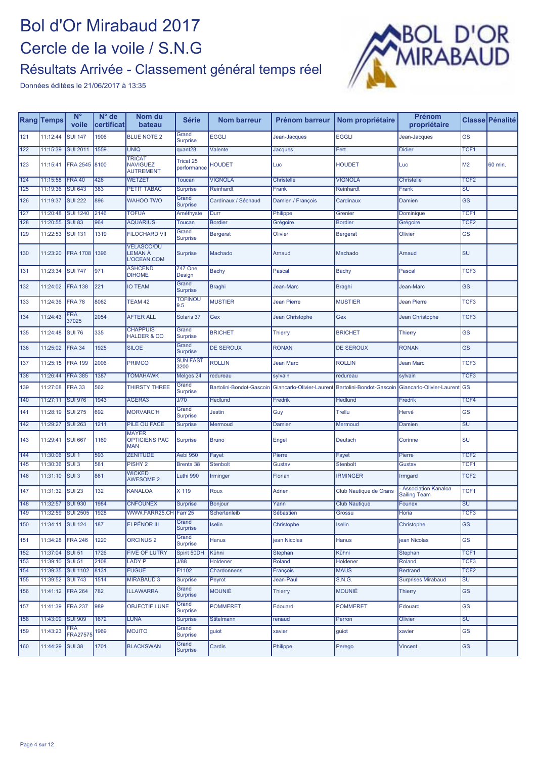# Bol d'Or Mirabaud 2017

# Cercle de la voile / S.N.G

## Résultats Arrivée - Classement général temps réel

Données éditées le 21/06/2017 à 13:35

| Rang | Temps | N° voile | N° de certificat | Nom du bateau | Série | Nom barreur | Prénom barreur | Nom propriétaire | Prénom propriétaire | Classe | Pénalité |
|---|---|---|---|---|---|---|---|---|---|---|---|
| 121 | 11:12:44 | SUI 147 | 1906 | BLUE NOTE 2 | Grand Surprise | EGGLI | Jean-Jacques | EGGLI | Jean-Jacques | GS | |
| 122 | 11:15:39 | SUI 2011 | 1559 | UNIQ | quant28 | Valente | Jacques | Fert | Didier | TCF1 | |
| 123 | 11:15:41 | FRA 2545 | 8100 | TRICAT NAVIGUEZ AUTREMENT | Tricat 25 performance | HOUDET | Luc | HOUDET | Luc | M2 | 60 min. |
| 124 | 11:15:58 | FRA 40 | 426 | WETZET | Toucan | VIGNOLA | Christelle | VIGNOLA | Christelle | TCF2 | |
| 125 | 11:19:36 | SUI 643 | 383 | PETIT TABAC | Surprise | Reinhardt | Frank | Reinhardt | Frank | SU | |
| 126 | 11:19:37 | SUI 222 | 896 | WAHOO TWO | Grand Surprise | Cardinaux / Séchaud | Damien / François | Cardinaux | Damien | GS | |
| 127 | 11:20:48 | SUI 1240 | 2146 | TOFUA | Améthyste | Durr | Philippe | Grenier | Dominique | TCF1 | |
| 128 | 11:20:55 | SUI 83 | 964 | AQUARIUS | Toucan | Bordier | Grégoire | Bordier | Grégoire | TCF2 | |
| 129 | 11:22:53 | SUI 131 | 1319 | FILOCHARD VII | Grand Surprise | Bergerat | Olivier | Bergerat | Olivier | GS | |
| 130 | 11:23:20 | FRA 1708 | 1396 | VELASCO/DU LEMAN À L'OCEAN.COM | Surprise | Machado | Arnaud | Machado | Arnaud | SU | |
| 131 | 11:23:34 | SUI 747 | 971 | ASHCEND DIHOME | 747 One Design | Bachy | Pascal | Bachy | Pascal | TCF3 | |
| 132 | 11:24:02 | FRA 138 | 221 | IO TEAM | Grand Surprise | Braghi | Jean-Marc | Braghi | Jean-Marc | GS | |
| 133 | 11:24:36 | FRA 78 | 8062 | TEAM 42 | TOFINOU 9.5 | MUSTIER | Jean Pierre | MUSTIER | Jean Pierre | TCF3 | |
| 134 | 11:24:43 | FRA 37025 | 2054 | AFTER ALL | Solaris 37 | Gex | Jean Christophe | Gex | Jean Christophe | TCF3 | |
| 135 | 11:24:48 | SUI 76 | 335 | CHAPPUIS HALDER & CO | Grand Surprise | BRICHET | Thierry | BRICHET | Thierry | GS | |
| 136 | 11:25:02 | FRA 34 | 1925 | SILOE | Grand Surprise | DE SEROUX | RONAN | DE SEROUX | RONAN | GS | |
| 137 | 11:25:15 | FRA 199 | 2006 | PRIMCO | SUN FAST 3200 | ROLLIN | Jean Marc | ROLLIN | Jean Marc | TCF3 | |
| 138 | 11:26:44 | FRA 385 | 1387 | TOMAHAWK | Melges 24 | redureau | sylvain | redureau | sylvain | TCF3 | |
| 139 | 11:27:08 | FRA 33 | 562 | THIRSTY THREE | Grand Surprise | Bartolini-Bondot-Gascoin | Giancarlo-Olivier-Laurent | Bartolini-Bondot-Gascoin | Giancarlo-Olivier-Laurent | GS | |
| 140 | 11:27:11 | SUI 976 | 1943 | AGERA3 | J/70 | Hedlund | Fredrik | Hedlund | Fredrik | TCF4 | |
| 141 | 11:28:19 | SUI 275 | 692 | MORVARC'H | Grand Surprise | Jestin | Guy | Trellu | Hervé | GS | |
| 142 | 11:29:27 | SUI 263 | 1211 | PILE OU FACE | Surprise | Mermoud | Damien | Mermoud | Damien | SU | |
| 143 | 11:29:41 | SUI 667 | 1169 | MAYER OPTICIENS PAC MAN | Surprise | Bruno | Engel | Deutsch | Corinne | SU | |
| 144 | 11:30:06 | SUI 1 | 593 | ZENITUDE | Aebi 950 | Fayet | Pierre | Fayet | Pierre | TCF2 | |
| 145 | 11:30:36 | SUI 3 | 581 | PISHY 2 | Brenta 38 | Stenbolt | Gustav | Stenbolt | Gustav | TCF1 | |
| 146 | 11:31:10 | SUI 3 | 861 | WICKED AWESOME 2 | Luthi 990 | Irminger | Florian | IRMINGER | Irmgard | TCF2 | |
| 147 | 11:31:32 | SUI 23 | 132 | KANALOA | X 119 | Roux | Adrien | Club Nautique de Crans | - Association Kanaloa Sailing Team | TCF1 | |
| 148 | 11:32:57 | SUI 930 | 1984 | CNFOUNEX | Surprise | Bonjour | Yann | Club Nautique | Founex | SU | |
| 149 | 11:32:59 | SUI 2505 | 1928 | WWW.FARR25.CH | Farr 25 | Schertenleib | Sébastien | Grossu | Horia | TCF3 | |
| 150 | 11:34:11 | SUI 124 | 187 | ELPÉNOR III | Grand Surprise | Iselin | Christophe | Iselin | Christophe | GS | |
| 151 | 11:34:28 | FRA 246 | 1220 | ORCINUS 2 | Grand Surprise | Hanus | jean Nicolas | Hanus | jean Nicolas | GS | |
| 152 | 11:37:04 | SUI 51 | 1726 | FIVE OF LUTRY | Spirit 50DH | Kühni | Stephan | Kühni | Stephan | TCF1 | |
| 153 | 11:39:10 | SUI 51 | 2108 | LADY P | J/88 | Holdener | Roland | Holdener | Roland | TCF3 | |
| 154 | 11:39:35 | SUI 1102 | 8131 | FUGUE | F1102 | Chardonnens | François | MAUS | Bertrand | TCF2 | |
| 155 | 11:39:52 | SUI 743 | 1514 | MIRABAUD 3 | Surprise | Peyrot | Jean-Paul | S.N.G. | Surprises Mirabaud | SU | |
| 156 | 11:41:12 | FRA 264 | 782 | ILLAWARRA | Grand Surprise | MOUNIÉ | Thierry | MOUNIÉ | Thierry | GS | |
| 157 | 11:41:39 | FRA 237 | 989 | OBJECTIF LUNE | Grand Surprise | POMMERET | Edouard | POMMERET | Edouard | GS | |
| 158 | 11:43:09 | SUI 909 | 1672 | LUNA | Surprise | Stitelmann | renaud | Perron | Olivier | SU | |
| 159 | 11:43:23 | FRA FRA27575 | 1969 | MOJITO | Grand Surprise | guiot | xavier | guiot | xavier | GS | |
| 160 | 11:44:29 | SUI 38 | 1701 | BLACKSWAN | Grand Surprise | Cardis | Philippe | Perego | Vincent | GS | |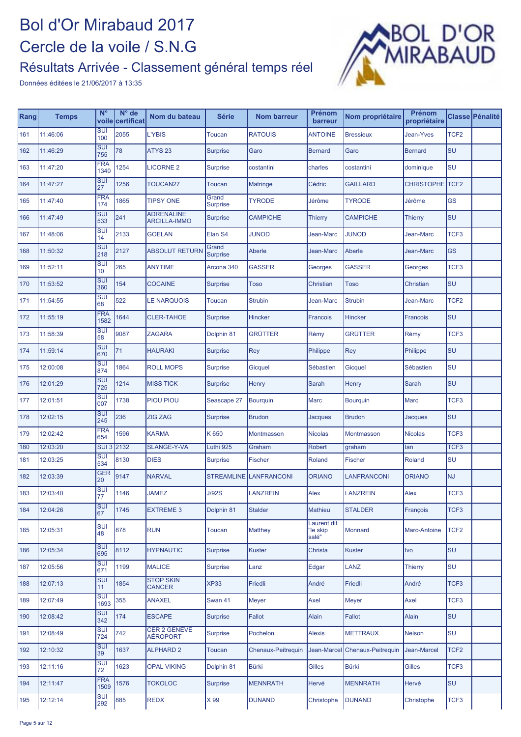# Bol d'Or Mirabaud 2017

# Cercle de la voile / S.N.G

## Résultats Arrivée - Classement général temps réel

Données éditées le 21/06/2017 à 13:35

| Rang | Temps | N° voile | N° de certificat | Nom du bateau | Série | Nom barreur | Prénom barreur | Nom propriétaire | Prénom propriétaire | Classe | Pénalité |
|---|---|---|---|---|---|---|---|---|---|---|---|
| 161 | 11:46:06 | SUI 100 | 2055 | L'YBIS | Toucan | RATOUIS | ANTOINE | Bressieux | Jean-Yves | TCF2 | |
| 162 | 11:46:29 | SUI 755 | 78 | ATYS 23 | Surprise | Garo | Bernard | Garo | Bernard | SU | |
| 163 | 11:47:20 | FRA 1340 | 1254 | LICORNE 2 | Surprise | costantini | charles | costantini | dominique | SU | |
| 164 | 11:47:27 | SUI 27 | 1256 | TOUCAN27 | Toucan | Matringe | Cédric | GAILLARD | CHRISTOPHE | TCF2 | |
| 165 | 11:47:40 | FRA 174 | 1865 | TIPSY ONE | Grand Surprise | TYRODE | Jérôme | TYRODE | Jérôme | GS | |
| 166 | 11:47:49 | SUI 533 | 241 | ADRENALINE ARCILLA-IMMO | Surprise | CAMPICHE | Thierry | CAMPICHE | Thierry | SU | |
| 167 | 11:48:06 | SUI 14 | 2133 | GOELAN | Elan S4 | JUNOD | Jean-Marc | JUNOD | Jean-Marc | TCF3 | |
| 168 | 11:50:32 | SUI 218 | 2127 | ABSOLUT RETURN | Grand Surprise | Aberle | Jean-Marc | Aberle | Jean-Marc | GS | |
| 169 | 11:52:11 | SUI 10 | 265 | ANYTIME | Arcona 340 | GASSER | Georges | GASSER | Georges | TCF3 | |
| 170 | 11:53:52 | SUI 360 | 154 | COCAINE | Surprise | Toso | Christian | Toso | Christian | SU | |
| 171 | 11:54:55 | SUI 68 | 522 | LE NARQUOIS | Toucan | Strubin | Jean-Marc | Strubin | Jean-Marc | TCF2 | |
| 172 | 11:55:19 | FRA 1582 | 1644 | CLER-TAHOE | Surprise | Hincker | Francois | Hincker | Francois | SU | |
| 173 | 11:58:39 | SUI 58 | 9087 | ZAGARA | Dolphin 81 | GRÜTTER | Rémy | GRÜTTER | Rémy | TCF3 | |
| 174 | 11:59:14 | SUI 670 | 71 | HAURAKI | Surprise | Rey | Philippe | Rey | Philippe | SU | |
| 175 | 12:00:08 | SUI 874 | 1864 | ROLL MOPS | Surprise | Gicquel | Sébastien | Gicquel | Sébastien | SU | |
| 176 | 12:01:29 | SUI 725 | 1214 | MISS TICK | Surprise | Henry | Sarah | Henry | Sarah | SU | |
| 177 | 12:01:51 | SUI 007 | 1738 | PIOU PIOU | Seascape 27 | Bourquin | Marc | Bourquin | Marc | TCF3 | |
| 178 | 12:02:15 | SUI 245 | 236 | ZIG ZAG | Surprise | Brudon | Jacques | Brudon | Jacques | SU | |
| 179 | 12:02:42 | FRA 654 | 1596 | KARMA | K 650 | Montmasson | Nicolas | Montmasson | Nicolas | TCF3 | |
| 180 | 12:03:20 | SUI 3 | 2132 | SLANGE-Y-VA | Luthi 925 | Graham | Robert | graham | Ian | TCF3 | |
| 181 | 12:03:25 | SUI 534 | 8130 | DIES | Surprise | Fischer | Roland | Fischer | Roland | SU | |
| 182 | 12:03:39 | GER 20 | 9147 | NARVAL | STREAMLINE | LANFRANCONI | ORIANO | LANFRANCONI | ORIANO | NJ | |
| 183 | 12:03:40 | SUI 77 | 1146 | JAMEZ | J/92S | LANZREIN | Alex | LANZREIN | Alex | TCF3 | |
| 184 | 12:04:26 | SUI 67 | 1745 | EXTREME 3 | Dolphin 81 | Stalder | Mathieu | STALDER | François | TCF3 | |
| 185 | 12:05:31 | SUI 48 | 878 | RUN | Toucan | Matthey | Laurent dit "le skip salé" | Monnard | Marc-Antoine | TCF2 | |
| 186 | 12:05:34 | SUI 695 | 8112 | HYPNAUTIC | Surprise | Kuster | Christa | Kuster | Ivo | SU | |
| 187 | 12:05:56 | SUI 671 | 1199 | MALICE | Surprise | Lanz | Edgar | LANZ | Thierry | SU | |
| 188 | 12:07:13 | SUI 11 | 1854 | STOP SKIN CANCER | XP33 | Friedli | André | Friedli | André | TCF3 | |
| 189 | 12:07:49 | SUI 1693 | 355 | ANAXEL | Swan 41 | Meyer | Axel | Meyer | Axel | TCF3 | |
| 190 | 12:08:42 | SUI 342 | 174 | ESCAPE | Surprise | Fallot | Alain | Fallot | Alain | SU | |
| 191 | 12:08:49 | SUI 724 | 742 | CER 2 GENÈVE AÉROPORT | Surprise | Pochelon | Alexis | METTRAUX | Nelson | SU | |
| 192 | 12:10:32 | SUI 39 | 1637 | ALPHARD 2 | Toucan | Chenaux-Peitrequin | Jean-Marcel | Chenaux-Peitrequin | Jean-Marcel | TCF2 | |
| 193 | 12:11:16 | SUI 72 | 1623 | OPAL VIKING | Dolphin 81 | Bürki | Gilles | Bürki | Gilles | TCF3 | |
| 194 | 12:11:47 | FRA 1509 | 1576 | TOKOLOC | Surprise | MENNRATH | Hervé | MENNRATH | Hervé | SU | |
| 195 | 12:12:14 | SUI 292 | 885 | REDX | X 99 | DUNAND | Christophe | DUNAND | Christophe | TCF3 | |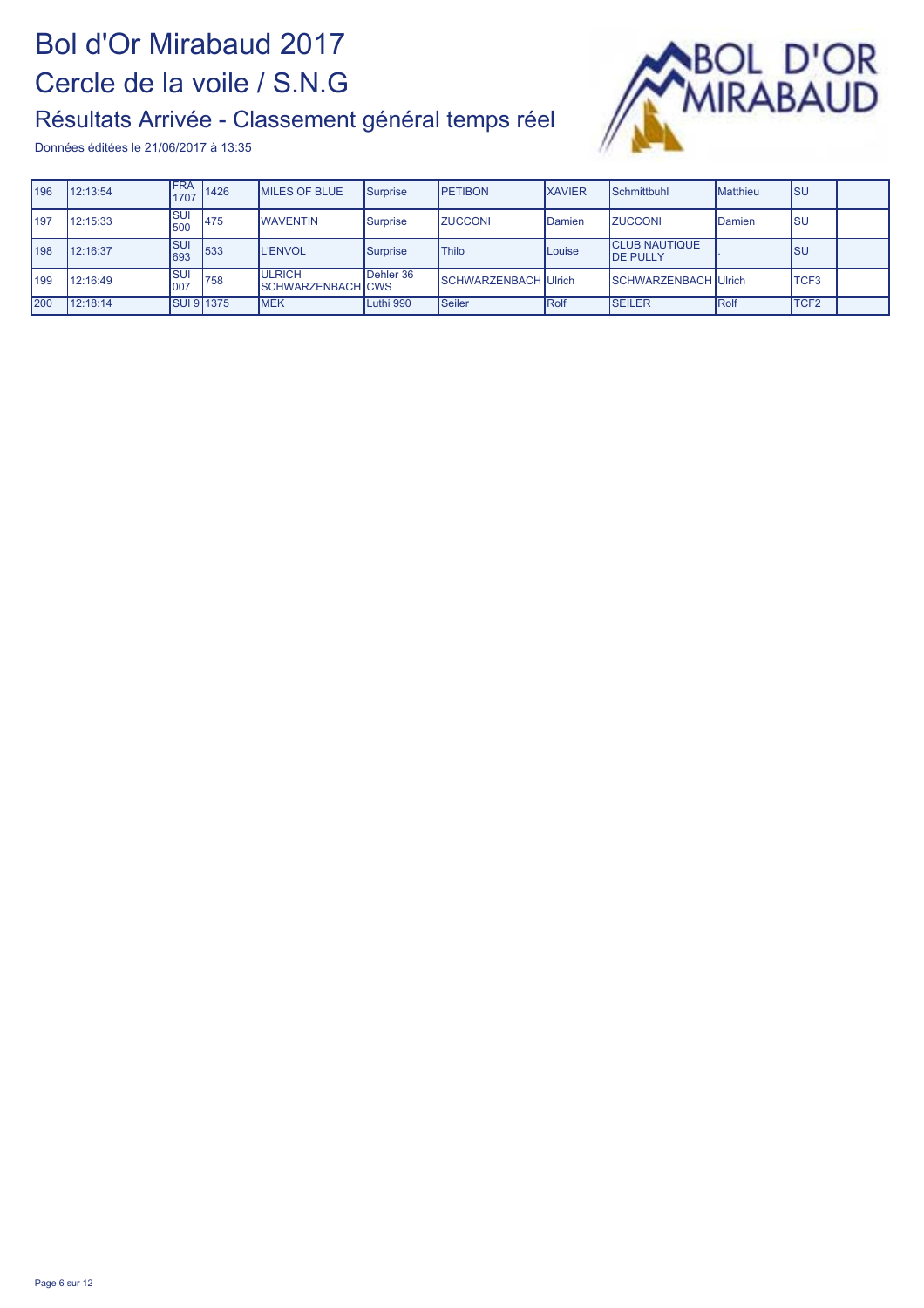# Bol d'Or Mirabaud 2017

## Cercle de la voile / S.N.G

### Résultats Arrivée - Classement général temps réel

Données éditées le 21/06/2017 à 13:35

| | | | | | | | | | | | |
|---|---|---|---|---|---|---|---|---|---|---|---|
| 196 | 12:13:54 | FRA 1707 | 1426 | MILES OF BLUE | Surprise | PETIBON | XAVIER | Schmittbuhl | Matthieu | SU | |
| 197 | 12:15:33 | SUI 500 | 475 | WAVENTIN | Surprise | ZUCCONI | Damien | ZUCCONI | Damien | SU | |
| 198 | 12:16:37 | SUI 693 | 533 | L'ENVOL | Surprise | Thilo | Louise | CLUB NAUTIQUE DE PULLY | . | SU | |
| 199 | 12:16:49 | SUI 007 | 758 | ULRICH SCHWARZENBACH | Dehler 36 CWS | SCHWARZENBACH | Ulrich | SCHWARZENBACH | Ulrich | TCF3 | |
| 200 | 12:18:14 | SUI 9 | 1375 | MEK | Luthi 990 | Seiler | Rolf | SEILER | Rolf | TCF2 | |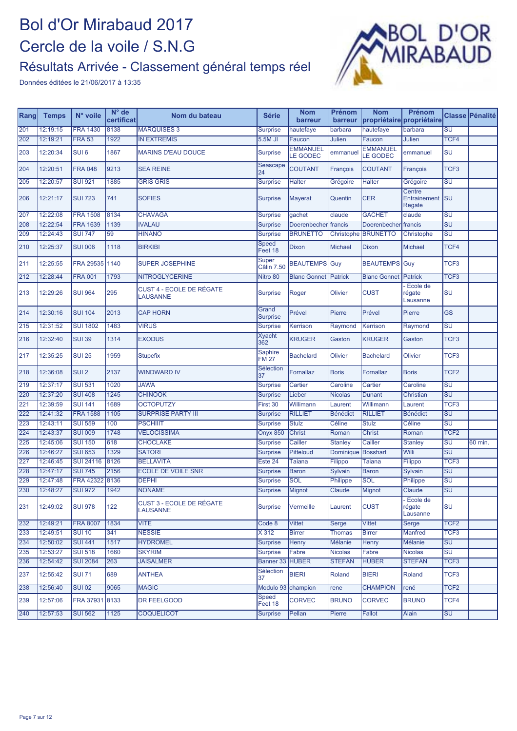# Bol d'Or Mirabaud 2017

## Cercle de la voile / S.N.G

### Résultats Arrivée - Classement général temps réel

Données éditées le 21/06/2017 à 13:35

| Rang | Temps | N° voile | N° de certificat | Nom du bateau | Série | Nom barreur | Prénom barreur | Nom propriétaire | Prénom propriétaire | Classe | Pénalité |
|---|---|---|---|---|---|---|---|---|---|---|---|
| 201 | 12:19:15 | FRA 1430 | 8138 | MARQUISES 3 | Surprise | hautefaye | barbara | hautefaye | barbara | SU | |
| 202 | 12:19:21 | FRA 53 | 1922 | IN EXTREMIS | 5.5M JI | Faucon | Julien | Faucon | Julien | TCF4 | |
| 203 | 12:20:34 | SUI 6 | 1867 | MARINS D'EAU DOUCE | Surprise | EMMANUEL LE GODEC | emmanuel | EMMANUEL LE GODEC | emmanuel | SU | |
| 204 | 12:20:51 | FRA 048 | 9213 | SEA REINE | Seascape 24 | COUTANT | François | COUTANT | François | TCF3 | |
| 205 | 12:20:57 | SUI 921 | 1885 | GRIS GRIS | Surprise | Halter | Grégoire | Halter | Grégoire | SU | |
| 206 | 12:21:17 | SUI 723 | 741 | SOFIES | Surprise | Mayerat | Quentin | CER | Centre Entrainement Regate | SU | |
| 207 | 12:22:08 | FRA 1508 | 8134 | CHAVAGA | Surprise | gachet | claude | GACHET | claude | SU | |
| 208 | 12:22:54 | FRA 1639 | 1139 | IVALAU | Surprise | Doerenbecher | francis | Doerenbecher | francis | SU | |
| 209 | 12:24:43 | SUI 747 | 59 | HINANO | Surprise | BRUNETTO | Christophe | BRUNETTO | Christophe | SU | |
| 210 | 12:25:37 | SUI 006 | 1118 | BIRKIBI | Speed Feet 18 | Dixon | Michael | Dixon | Michael | TCF4 | |
| 211 | 12:25:55 | FRA 29535 | 1140 | SUPER JOSEPHINE | Super Câlin 7.50 | BEAUTEMPS | Guy | BEAUTEMPS | Guy | TCF3 | |
| 212 | 12:28:44 | FRA 001 | 1793 | NITROGLYCERINE | Nitro 80 | Blanc Gonnet | Patrick | Blanc Gonnet | Patrick | TCF3 | |
| 213 | 12:29:26 | SUI 964 | 295 | CUST 4 - ECOLE DE RÉGATE LAUSANNE | Surprise | Roger | Olivier | CUST | - Ecole de régate Lausanne | SU | |
| 214 | 12:30:16 | SUI 104 | 2013 | CAP HORN | Grand Surprise | Prével | Pierre | Prével | Pierre | GS | |
| 215 | 12:31:52 | SUI 1802 | 1483 | VIRUS | Surprise | Kerrison | Raymond | Kerrison | Raymond | SU | |
| 216 | 12:32:40 | SUI 39 | 1314 | EXODUS | Xyacht 362 | KRUGER | Gaston | KRUGER | Gaston | TCF3 | |
| 217 | 12:35:25 | SUI 25 | 1959 | Stupefix | Saphire FM 27 | Bachelard | Olivier | Bachelard | Olivier | TCF3 | |
| 218 | 12:36:08 | SUI 2 | 2137 | WINDWARD IV | Sélection 37 | Fornallaz | Boris | Fornallaz | Boris | TCF2 | |
| 219 | 12:37:17 | SUI 531 | 1020 | JAWA | Surprise | Cartier | Caroline | Cartier | Caroline | SU | |
| 220 | 12:37:20 | SUI 408 | 1245 | CHINOOK | Surprise | Lieber | Nicolas | Dunant | Christian | SU | |
| 221 | 12:39:59 | SUI 141 | 1689 | OCTOPUTZY | First 30 | Willimann | Laurent | Willimann | Laurent | TCF3 | |
| 222 | 12:41:32 | FRA 1588 | 1105 | SURPRISE PARTY III | Surprise | RILLIET | Bénédict | RILLIET | Bénédict | SU | |
| 223 | 12:43:11 | SUI 559 | 100 | PSCHIIIT | Surprise | Stulz | Céline | Stulz | Céline | SU | |
| 224 | 12:43:37 | SUI 009 | 1748 | VELOCISSIMA | Onyx 850 | Christ | Roman | Christ | Roman | TCF2 | |
| 225 | 12:45:06 | SUI 150 | 618 | CHOCLAKE | Surprise | Cailler | Stanley | Cailler | Stanley | SU | 60 min. |
| 226 | 12:46:27 | SUI 653 | 1329 | SATORI | Surprise | Pitteloud | Dominique | Bosshart | Willi | SU | |
| 227 | 12:46:45 | SUI 24116 | 8126 | BELLAVITA | Este 24 | Taiana | Filippo | Taiana | Filippo | TCF3 | |
| 228 | 12:47:17 | SUI 745 | 2156 | ECOLE DE VOILE SNR | Surprise | Baron | Sylvain | Baron | Sylvain | SU | |
| 229 | 12:47:48 | FRA 42322 | 8136 | DEPHI | Surprise | SOL | Philippe | SOL | Philippe | SU | |
| 230 | 12:48:27 | SUI 972 | 1942 | NONAME | Surprise | Mignot | Claude | Mignot | Claude | SU | |
| 231 | 12:49:02 | SUI 978 | 122 | CUST 3 - ECOLE DE RÉGATE LAUSANNE | Surprise | Vermeille | Laurent | CUST | - Ecole de régate Lausanne | SU | |
| 232 | 12:49:21 | FRA 8007 | 1834 | VITE | Code 8 | Vittet | Serge | Vittet | Serge | TCF2 | |
| 233 | 12:49:51 | SUI 10 | 341 | NESSIE | X 312 | Birrer | Thomas | Birrer | Manfred | TCF3 | |
| 234 | 12:50:02 | SUI 441 | 1517 | HYDROMEL | Surprise | Henry | Mélanie | Henry | Mélanie | SU | |
| 235 | 12:53:27 | SUI 518 | 1660 | SKYRIM | Surprise | Fabre | Nicolas | Fabre | Nicolas | SU | |
| 236 | 12:54:42 | SUI 2084 | 263 | JAISALMER | Banner 33 | HUBER | STEFAN | HUBER | STEFAN | TCF3 | |
| 237 | 12:55:42 | SUI 71 | 689 | ANTHEA | Sélection 37 | BIERI | Roland | BIERI | Roland | TCF3 | |
| 238 | 12:56:40 | SUI 02 | 9065 | MAGIC | Modulo 93 | champion | rene | CHAMPION | rené | TCF2 | |
| 239 | 12:57:06 | FRA 37931 | 8133 | DR FEELGOOD | Speed Feet 18 | CORVEC | BRUNO | CORVEC | BRUNO | TCF4 | |
| 240 | 12:57:53 | SUI 562 | 1125 | COQUELICOT | Surprise | Pellan | Pierre | Fallot | Alain | SU | |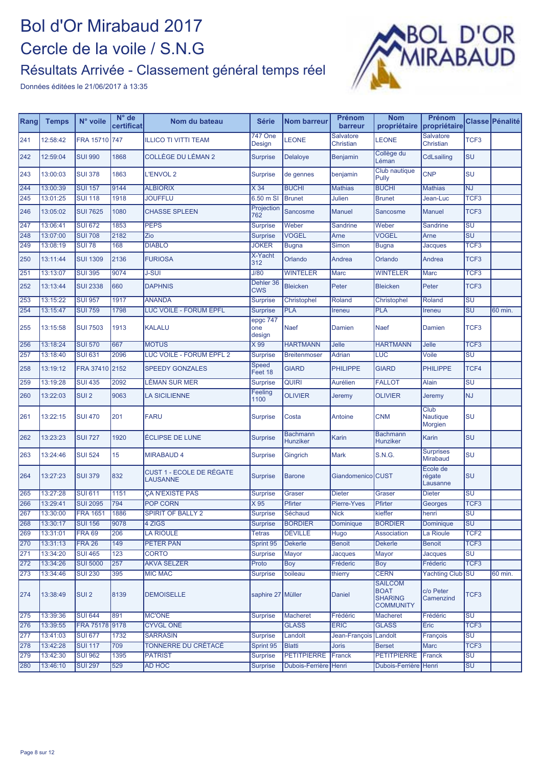# Bol d'Or Mirabaud 2017

# Cercle de la voile / S.N.G

## Résultats Arrivée - Classement général temps réel

Données éditées le 21/06/2017 à 13:35

| Rang | Temps | N° voile | N° de certificat | Nom du bateau | Série | Nom barreur | Prénom barreur | Nom propriétaire | Prénom propriétaire | Classe | Pénalité |
|---|---|---|---|---|---|---|---|---|---|---|---|
| 241 | 12:58:42 | FRA 15710 | 747 | ILLICO TI VITTI TEAM | 747 One Design | LEONE | Salvatore Christian | LEONE | Salvatore Christian | TCF3 | |
| 242 | 12:59:04 | SUI 990 | 1868 | COLLÈGE DU LÉMAN 2 | Surprise | Delaloye | Benjamin | Collège du Léman | CdLsailing | SU | |
| 243 | 13:00:03 | SUI 378 | 1863 | L'ENVOL 2 | Surprise | de gennes | benjamin | Club nautique Pully | CNP | SU | |
| 244 | 13:00:39 | SUI 157 | 9144 | ALBIORIX | X 34 | BUCHI | Mathias | BUCHI | Mathias | NJ | |
| 245 | 13:01:25 | SUI 118 | 1918 | JOUFFLU | 6.50 m SI | Brunet | Julien | Brunet | Jean-Luc | TCF3 | |
| 246 | 13:05:02 | SUI 7625 | 1080 | CHASSE SPLEEN | Projection 762 | Sancosme | Manuel | Sancosme | Manuel | TCF3 | |
| 247 | 13:06:41 | SUI 672 | 1853 | PEPS | Surprise | Weber | Sandrine | Weber | Sandrine | SU | |
| 248 | 13:07:00 | SUI 708 | 2182 | Zio | Surprise | VOGEL | Arne | VOGEL | Arne | SU | |
| 249 | 13:08:19 | SUI 78 | 168 | DIABLO | JOKER | Bugna | Simon | Bugna | Jacques | TCF3 | |
| 250 | 13:11:44 | SUI 1309 | 2136 | FURIOSA | X-Yacht 312 | Orlando | Andrea | Orlando | Andrea | TCF3 | |
| 251 | 13:13:07 | SUI 395 | 9074 | J-SUI | J/80 | WINTELER | Marc | WINTELER | Marc | TCF3 | |
| 252 | 13:13:44 | SUI 2338 | 660 | DAPHNIS | Dehler 36 CWS | Bleicken | Peter | Bleicken | Peter | TCF3 | |
| 253 | 13:15:22 | SUI 957 | 1917 | ANANDA | Surprise | Christophel | Roland | Christophel | Roland | SU | |
| 254 | 13:15:47 | SUI 759 | 1798 | LUC VOILE - FORUM EPFL | Surprise | PLA | Ireneu | PLA | Ireneu | SU | 60 min. |
| 255 | 13:15:58 | SUI 7503 | 1913 | KALALU | epgc 747 one design | Naef | Damien | Naef | Damien | TCF3 | |
| 256 | 13:18:24 | SUI 570 | 667 | MOTUS | X 99 | HARTMANN | Jelle | HARTMANN | Jelle | TCF3 | |
| 257 | 13:18:40 | SUI 631 | 2096 | LUC VOILE - FORUM EPFL 2 | Surprise | Breitenmoser | Adrian | LUC | Voile | SU | |
| 258 | 13:19:12 | FRA 37410 | 2152 | SPEEDY GONZALES | Speed Feet 18 | GIARD | PHILIPPE | GIARD | PHILIPPE | TCF4 | |
| 259 | 13:19:28 | SUI 435 | 2092 | LÉMAN SUR MER | Surprise | QUIRI | Aurélien | FALLOT | Alain | SU | |
| 260 | 13:22:03 | SUI 2 | 9063 | LA SICILIENNE | Feeling 1100 | OLIVIER | Jeremy | OLIVIER | Jeremy | NJ | |
| 261 | 13:22:15 | SUI 470 | 201 | FARU | Surprise | Costa | Antoine | CNM | Club Nautique Morgien | SU | |
| 262 | 13:23:23 | SUI 727 | 1920 | ÉCLIPSE DE LUNE | Surprise | Bachmann Hunziker | Karin | Bachmann Hunziker | Karin | SU | |
| 263 | 13:24:46 | SUI 524 | 15 | MIRABAUD 4 | Surprise | Gingrich | Mark | S.N.G. | Surprises Mirabaud | SU | |
| 264 | 13:27:23 | SUI 379 | 832 | CUST 1 - ECOLE DE RÉGATE LAUSANNE | Surprise | Barone | Giandomenico | CUST | Ecole de régate Lausanne | SU | |
| 265 | 13:27:28 | SUI 611 | 1151 | ÇA N'EXISTE PAS | Surprise | Graser | Dieter | Graser | Dieter | SU | |
| 266 | 13:29:41 | SUI 2095 | 794 | POP CORN | X 95 | Pfirter | Pierre-Yves | Pfirter | Georges | TCF3 | |
| 267 | 13:30:00 | FRA 1651 | 1886 | SPIRIT OF BALLY 2 | Surprise | Séchaud | Nick | kieffer | henri | SU | |
| 268 | 13:30:17 | SUI 156 | 9078 | 4 ZIGS | Surprise | BORDIER | Dominique | BORDIER | Dominique | SU | |
| 269 | 13:31:01 | FRA 69 | 206 | LA RIOULE | Tetras | DEVILLE | Hugo | Association | La Rioule | TCF2 | |
| 270 | 13:31:13 | FRA 26 | 149 | PETER PAN | Sprint 95 | Dekerle | Benoit | Dekerle | Benoit | TCF3 | |
| 271 | 13:34:20 | SUI 465 | 123 | CORTO | Surprise | Mayor | Jacques | Mayor | Jacques | SU | |
| 272 | 13:34:26 | SUI 5000 | 257 | AKVA SELZER | Proto | Boy | Fréderic | Boy | Fréderic | TCF3 | |
| 273 | 13:34:46 | SUI 230 | 395 | MIC MAC | Surprise | boileau | thierry | CERN | Yachting Club | SU | 60 min. |
| 274 | 13:38:49 | SUI 2 | 8139 | DEMOISELLE | saphire 27 | Müller | Daniel | SAILCOM BOAT SHARING COMMUNITY | c/o Peter Camenzind | TCF3 | |
| 275 | 13:39:36 | SUI 644 | 891 | MC'ONE | Surprise | Macheret | Frédéric | Macheret | Frédéric | SU | |
| 276 | 13:39:55 | FRA 75178 | 9178 | CYVGL ONE | | GLASS | ERIC | GLASS | Eric | TCF3 | |
| 277 | 13:41:03 | SUI 677 | 1732 | SARRASIN | Surprise | Landolt | Jean-François | Landolt | François | SU | |
| 278 | 13:42:28 | SUI 117 | 709 | TONNERRE DU CRÉTACÉ | Sprint 95 | Blatti | Joris | Berset | Marc | TCF3 | |
| 279 | 13:42:30 | SUI 962 | 1395 | PATRIST | Surprise | PETITPIERRE | Franck | PETITPIERRE | Franck | SU | |
| 280 | 13:46:10 | SUI 297 | 529 | AD HOC | Surprise | Dubois-Ferrière | Henri | Dubois-Ferrière | Henri | SU | |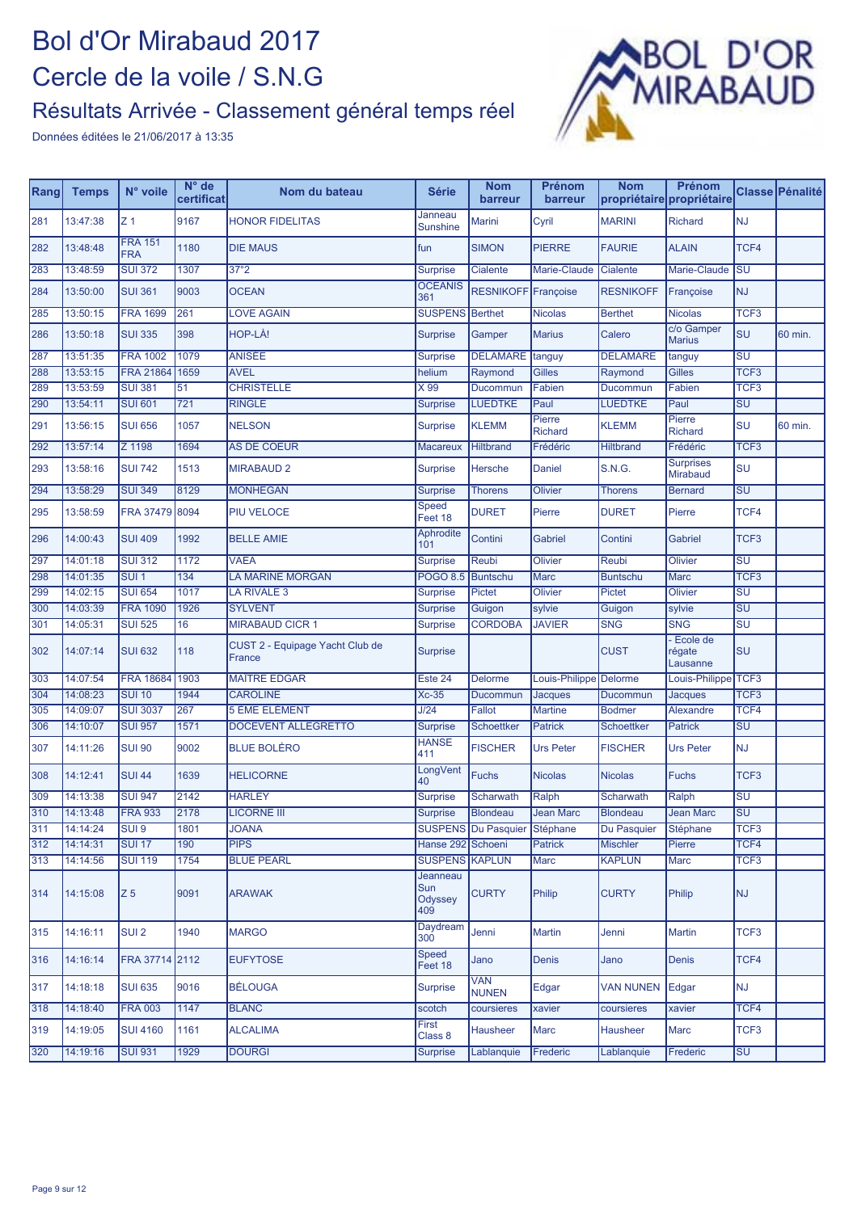# Bol d'Or Mirabaud 2017

# Cercle de la voile / S.N.G

## Résultats Arrivée - Classement général temps réel

Données éditées le 21/06/2017 à 13:35

| Rang | Temps | N° voile | N° de certificat | Nom du bateau | Série | Nom barreur | Prénom barreur | Nom propriétaire | Prénom propriétaire | Classe | Pénalité |
|---|---|---|---|---|---|---|---|---|---|---|---|
| 281 | 13:47:38 | Z 1 | 9167 | HONOR FIDELITAS | Janneau Sunshine | Marini | Cyril | MARINI | Richard | NJ | |
| 282 | 13:48:48 | FRA 151 FRA | 1180 | DIE MAUS | fun | SIMON | PIERRE | FAURIE | ALAIN | TCF4 | |
| 283 | 13:48:59 | SUI 372 | 1307 | 37°2 | Surprise | Cialente | Marie-Claude | Cialente | Marie-Claude | SU | |
| 284 | 13:50:00 | SUI 361 | 9003 | OCEAN | OCEANIS 361 | RESNIKOFF | Françoise | RESNIKOFF | Françoise | NJ | |
| 285 | 13:50:15 | FRA 1699 | 261 | LOVE AGAIN | SUSPENS | Berthet | Nicolas | Berthet | Nicolas | TCF3 | |
| 286 | 13:50:18 | SUI 335 | 398 | HOP-LÀ! | Surprise | Gamper | Marius | Calero | c/o Gamper Marius | SU | 60 min. |
| 287 | 13:51:35 | FRA 1002 | 1079 | ANISEE | Surprise | DELAMARE | tanguy | DELAMARE | tanguy | SU | |
| 288 | 13:53:15 | FRA 21864 | 1659 | AVEL | helium | Raymond | Gilles | Raymond | Gilles | TCF3 | |
| 289 | 13:53:59 | SUI 381 | 51 | CHRISTELLE | X 99 | Ducommun | Fabien | Ducommun | Fabien | TCF3 | |
| 290 | 13:54:11 | SUI 601 | 721 | RINGLE | Surprise | LUEDTKE | Paul | LUEDTKE | Paul | SU | |
| 291 | 13:56:15 | SUI 656 | 1057 | NELSON | Surprise | KLEMM | Pierre Richard | KLEMM | Pierre Richard | SU | 60 min. |
| 292 | 13:57:14 | Z 1198 | 1694 | AS DE COEUR | Macareux | Hiltbrand | Frédéric | Hiltbrand | Frédéric | TCF3 | |
| 293 | 13:58:16 | SUI 742 | 1513 | MIRABAUD 2 | Surprise | Hersche | Daniel | S.N.G. | Surprises Mirabaud | SU | |
| 294 | 13:58:29 | SUI 349 | 8129 | MONHEGAN | Surprise | Thorens | Olivier | Thorens | Bernard | SU | |
| 295 | 13:58:59 | FRA 37479 | 8094 | PIU VELOCE | Speed Feet 18 | DURET | Pierre | DURET | Pierre | TCF4 | |
| 296 | 14:00:43 | SUI 409 | 1992 | BELLE AMIE | Aphrodite 101 | Contini | Gabriel | Contini | Gabriel | TCF3 | |
| 297 | 14:01:18 | SUI 312 | 1172 | VAEA | Surprise | Reubi | Olivier | Reubi | Olivier | SU | |
| 298 | 14:01:35 | SUI 1 | 134 | LA MARINE MORGAN | POGO 8.5 | Buntschu | Marc | Buntschu | Marc | TCF3 | |
| 299 | 14:02:15 | SUI 654 | 1017 | LA RIVALE 3 | Surprise | Pictet | Olivier | Pictet | Olivier | SU | |
| 300 | 14:03:39 | FRA 1090 | 1926 | SYLVENT | Surprise | Guigon | sylvie | Guigon | sylvie | SU | |
| 301 | 14:05:31 | SUI 525 | 16 | MIRABAUD CICR 1 | Surprise | CORDOBA | JAVIER | SNG | SNG | SU | |
| 302 | 14:07:14 | SUI 632 | 118 | CUST 2 - Equipage Yacht Club de France | Surprise | | | CUST | - Ecole de régate Lausanne | SU | |
| 303 | 14:07:54 | FRA 18684 | 1903 | MAÎTRE EDGAR | Este 24 | Delorme | Louis-Philippe | Delorme | Louis-Philippe | TCF3 | |
| 304 | 14:08:23 | SUI 10 | 1944 | CAROLINE | Xc-35 | Ducommun | Jacques | Ducommun | Jacques | TCF3 | |
| 305 | 14:09:07 | SUI 3037 | 267 | 5 EME ELEMENT | J/24 | Fallot | Martine | Bodmer | Alexandre | TCF4 | |
| 306 | 14:10:07 | SUI 957 | 1571 | DOCEVENT ALLEGRETTO | Surprise | Schoettker | Patrick | Schoettker | Patrick | SU | |
| 307 | 14:11:26 | SUI 90 | 9002 | BLUE BOLÉRO | HANSE 411 | FISCHER | Urs Peter | FISCHER | Urs Peter | NJ | |
| 308 | 14:12:41 | SUI 44 | 1639 | HELICORNE | LongVent 40 | Fuchs | Nicolas | Nicolas | Fuchs | TCF3 | |
| 309 | 14:13:38 | SUI 947 | 2142 | HARLEY | Surprise | Scharwath | Ralph | Scharwath | Ralph | SU | |
| 310 | 14:13:48 | FRA 933 | 2178 | LICORNE III | Surprise | Blondeau | Jean Marc | Blondeau | Jean Marc | SU | |
| 311 | 14:14:24 | SUI 9 | 1801 | JOANA | SUSPENS | Du Pasquier | Stéphane | Du Pasquier | Stéphane | TCF3 | |
| 312 | 14:14:31 | SUI 17 | 190 | PIPS | Hanse 292 | Schoeni | Patrick | Mischler | Pierre | TCF4 | |
| 313 | 14:14:56 | SUI 119 | 1754 | BLUE PEARL | SUSPENS | KAPLUN | Marc | KAPLUN | Marc | TCF3 | |
| 314 | 14:15:08 | Z 5 | 9091 | ARAWAK | Jeanneau Sun Odyssey 409 | CURTY | Philip | CURTY | Philip | NJ | |
| 315 | 14:16:11 | SUI 2 | 1940 | MARGO | Daydream 300 | Jenni | Martin | Jenni | Martin | TCF3 | |
| 316 | 14:16:14 | FRA 37714 | 2112 | EUFYTOSE | Speed Feet 18 | Jano | Denis | Jano | Denis | TCF4 | |
| 317 | 14:18:18 | SUI 635 | 9016 | BÉLOUGA | Surprise | VAN NUNEN | Edgar | VAN NUNEN | Edgar | NJ | |
| 318 | 14:18:40 | FRA 003 | 1147 | BLANC | scotch | coursieres | xavier | coursieres | xavier | TCF4 | |
| 319 | 14:19:05 | SUI 4160 | 1161 | ALCALIMA | First Class 8 | Hausheer | Marc | Hausheer | Marc | TCF3 | |
| 320 | 14:19:16 | SUI 931 | 1929 | DOURGI | Surprise | Lablanquie | Frederic | Lablanquie | Frederic | SU | |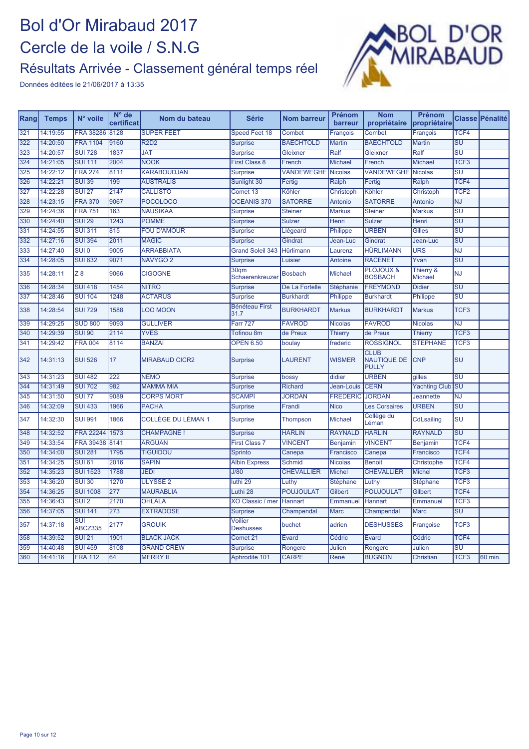# Bol d'Or Mirabaud 2017

## Cercle de la voile / S.N.G

### Résultats Arrivée - Classement général temps réel

Données éditées le 21/06/2017 à 13:35

| Rang | Temps | N° voile | N° de certificat | Nom du bateau | Série | Nom barreur | Prénom barreur | Nom propriétaire | Prénom propriétaire | Classe | Pénalité |
|---|---|---|---|---|---|---|---|---|---|---|---|
| 321 | 14:19:55 | FRA 38286 | 8128 | SUPER FEET | Speed Feet 18 | Combet | François | Combet | François | TCF4 | |
| 322 | 14:20:50 | FRA 1104 | 9160 | R2D2 | Surprise | BAECHTOLD | Martin | BAECHTOLD | Martin | SU | |
| 323 | 14:20:57 | SUI 728 | 1837 | JAT | Surprise | Gleixner | Ralf | Gleixner | Ralf | SU | |
| 324 | 14:21:05 | SUI 111 | 2004 | NOOK | First Class 8 | French | Michael | French | Michael | TCF3 | |
| 325 | 14:22:12 | FRA 274 | 8111 | KARABOUDJAN | Surprise | VANDEWEGHE | Nicolas | VANDEWEGHE | Nicolas | SU | |
| 326 | 14:22:21 | SUI 39 | 199 | AUSTRALIS | Sunlight 30 | Fertig | Ralph | Fertig | Ralph | TCF4 | |
| 327 | 14:22:28 | SUI 27 | 2147 | CALLISTO | Comet 13 | Köhler | Christoph | Köhler | Christoph | TCF2 | |
| 328 | 14:23:15 | FRA 370 | 9067 | POCOLOCO | OCEANIS 370 | SATORRE | Antonio | SATORRE | Antonio | NJ | |
| 329 | 14:24:36 | FRA 751 | 163 | NAUSIKAA | Surprise | Steiner | Markus | Steiner | Markus | SU | |
| 330 | 14:24:40 | SUI 29 | 1243 | POMME | Surprise | Sulzer | Henri | Sulzer | Henri | SU | |
| 331 | 14:24:55 | SUI 311 | 815 | FOU D'AMOUR | Surprise | Liégeard | Philippe | URBEN | Gilles | SU | |
| 332 | 14:27:16 | SUI 394 | 2011 | MAGIC | Surprise | Gindrat | Jean-Luc | Gindrat | Jean-Luc | SU | |
| 333 | 14:27:40 | SUI 0 | 9005 | ARRABBIATA | Grand Soleil 343 | Hürlimann | Laurenz | HÜRLIMANN | URS | NJ | |
| 334 | 14:28:05 | SUI 632 | 9071 | NAVYGO 2 | Surprise | Luisier | Antoine | RACENET | Yvan | SU | |
| 335 | 14:28:11 | Z 8 | 9066 | CIGOGNE | 30qm Schaerenkreuzer | Bosbach | Michael | PLOJOUX & BOSBACH | Thierry & Michael | NJ | |
| 336 | 14:28:34 | SUI 418 | 1454 | NITRO | Surprise | De La Fortelle | Stéphanie | FREYMOND | Didier | SU | |
| 337 | 14:28:46 | SUI 104 | 1248 | ACTARUS | Surprise | Burkhardt | Philippe | Burkhardt | Philippe | SU | |
| 338 | 14:28:54 | SUI 729 | 1588 | LOO MOON | Bénéteau First 31.7 | BURKHARDT | Markus | BURKHARDT | Markus | TCF3 | |
| 339 | 14:29:25 | SUD 800 | 9093 | GULLIVER | Farr 727 | FAVROD | Nicolas | FAVROD | Nicolas | NJ | |
| 340 | 14:29:39 | SUI 90 | 2114 | YVES | Tofinou 8m | de Preux | Thierry | de Preux | Thierry | TCF3 | |
| 341 | 14:29:42 | FRA 004 | 8114 | BANZAI | OPEN 6.50 | boulay | frederic | ROSSIGNOL | STEPHANE | TCF3 | |
| 342 | 14:31:13 | SUI 526 | 17 | MIRABAUD CICR2 | Surprise | LAURENT | WISMER | CLUB NAUTIQUE DE PULLY | CNP | SU | |
| 343 | 14:31:23 | SUI 482 | 222 | NEMO | Surprise | bossy | didier | URBEN | gilles | SU | |
| 344 | 14:31:49 | SUI 702 | 982 | MAMMA MIA | Surprise | Richard | Jean-Louis | CERN | Yachting Club | SU | |
| 345 | 14:31:50 | SUI 77 | 9089 | CORPS MORT | SCAMPI | JORDAN | FREDERIC | JORDAN | Jeannette | NJ | |
| 346 | 14:32:09 | SUI 433 | 1966 | PACHA | Surprise | Frandi | Nico | Les Corsaires | URBEN | SU | |
| 347 | 14:32:30 | SUI 991 | 1866 | COLLÈGE DU LÉMAN 1 | Surprise | Thompson | Michael | Collège du Léman | CdLsailing | SU | |
| 348 | 14:32:52 | FRA 22244 | 1573 | CHAMPAGNE ! | Surprise | HARLIN | RAYNALD | HARLIN | RAYNALD | SU | |
| 349 | 14:33:54 | FRA 39438 | 8141 | ARGUAN | First Class 7 | VINCENT | Benjamin | VINCENT | Benjamin | TCF4 | |
| 350 | 14:34:00 | SUI 281 | 1795 | TIGUIDOU | Sprinto | Canepa | Francisco | Canepa | Francisco | TCF4 | |
| 351 | 14:34:25 | SUI 61 | 2016 | SAPIN | Albin Express | Schmid | Nicolas | Benoit | Christophe | TCF4 | |
| 352 | 14:35:23 | SUI 1523 | 1788 | JEDI | J/80 | CHEVALLIER | Michel | CHEVALLIER | Michel | TCF3 | |
| 353 | 14:36:20 | SUI 30 | 1270 | ULYSSE 2 | luthi 29 | Luthy | Stéphane | Luthy | Stéphane | TCF3 | |
| 354 | 14:36:25 | SUI 1008 | 277 | MAURABLIA | Luthi 28 | POUJOULAT | Gilbert | POUJOULAT | Gilbert | TCF4 | |
| 355 | 14:36:43 | SUI 2 | 2170 | OHLALA | XO Classic / mer | Hannart | Emmanuel | Hannart | Emmanuel | TCF3 | |
| 356 | 14:37:05 | SUI 141 | 273 | EXTRADOSE | Surprise | Champendal | Marc | Champendal | Marc | SU | |
| 357 | 14:37:18 | SUI ABCZ335 | 2177 | GROUIK | Voilier Deshusses | buchet | adrien | DESHUSSES | Françoise | TCF3 | |
| 358 | 14:39:52 | SUI 21 | 1901 | BLACK JACK | Comet 21 | Evard | Cédric | Evard | Cédric | TCF4 | |
| 359 | 14:40:48 | SUI 459 | 8108 | GRAND CREW | Surprise | Rongere | Julien | Rongere | Julien | SU | |
| 360 | 14:41:16 | FRA 112 | 64 | MERRY II | Aphrodite 101 | CARPE | René | BUGNON | Christian | TCF3 | 60 min. |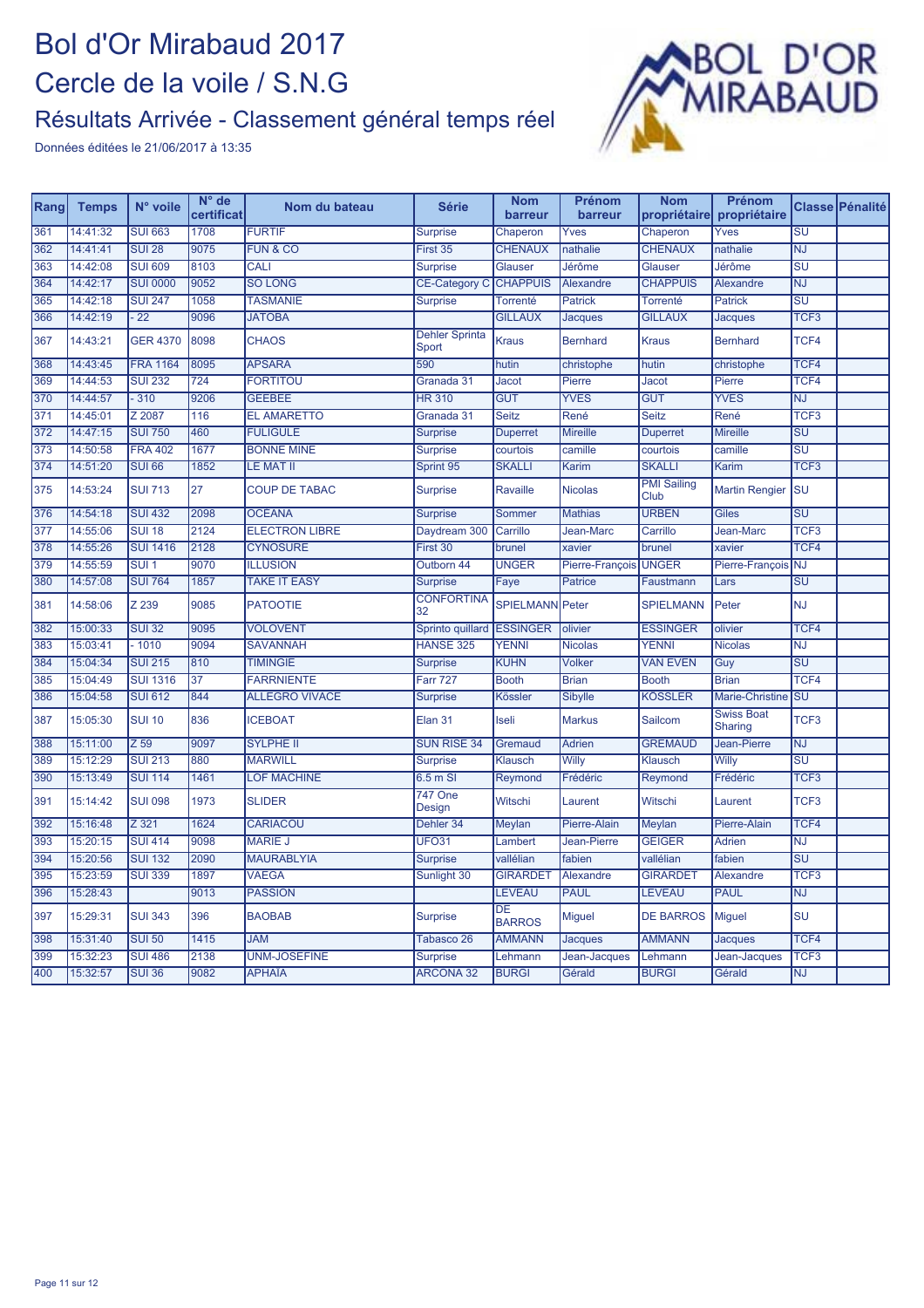# Bol d'Or Mirabaud 2017

## Cercle de la voile / S.N.G

### Résultats Arrivée - Classement général temps réel

Données éditées le 21/06/2017 à 13:35

| Rang | Temps | N° voile | N° de certificat | Nom du bateau | Série | Nom barreur | Prénom barreur | Nom propriétaire | Prénom propriétaire | Classe | Pénalité |
|---|---|---|---|---|---|---|---|---|---|---|---|
| 361 | 14:41:32 | SUI 663 | 1708 | FURTIF | Surprise | Chaperon | Yves | Chaperon | Yves | SU | |
| 362 | 14:41:41 | SUI 28 | 9075 | FUN & CO | First 35 | CHENAUX | nathalie | CHENAUX | nathalie | NJ | |
| 363 | 14:42:08 | SUI 609 | 8103 | CALI | Surprise | Glauser | Jérôme | Glauser | Jérôme | SU | |
| 364 | 14:42:17 | SUI 0000 | 9052 | SO LONG | CE-Category C | CHAPPUIS | Alexandre | CHAPPUIS | Alexandre | NJ | |
| 365 | 14:42:18 | SUI 247 | 1058 | TASMANIE | Surprise | Torrenté | Patrick | Torrenté | Patrick | SU | |
| 366 | 14:42:19 | - 22 | 9096 | JATOBA | | GILLAUX | Jacques | GILLAUX | Jacques | TCF3 | |
| 367 | 14:43:21 | GER 4370 | 8098 | CHAOS | Dehler Sprinta Sport | Kraus | Bernhard | Kraus | Bernhard | TCF4 | |
| 368 | 14:43:45 | FRA 1164 | 8095 | APSARA | 590 | hutin | christophe | hutin | christophe | TCF4 | |
| 369 | 14:44:53 | SUI 232 | 724 | FORTITOU | Granada 31 | Jacot | Pierre | Jacot | Pierre | TCF4 | |
| 370 | 14:44:57 | - 310 | 9206 | GEEBEE | HR 310 | GUT | YVES | GUT | YVES | NJ | |
| 371 | 14:45:01 | Z 2087 | 116 | EL AMARETTO | Granada 31 | Seitz | René | Seitz | René | TCF3 | |
| 372 | 14:47:15 | SUI 750 | 460 | FULIGULE | Surprise | Duperret | Mireille | Duperret | Mireille | SU | |
| 373 | 14:50:58 | FRA 402 | 1677 | BONNE MINE | Surprise | courtois | camille | courtois | camille | SU | |
| 374 | 14:51:20 | SUI 66 | 1852 | LE MAT II | Sprint 95 | SKALLI | Karim | SKALLI | Karim | TCF3 | |
| 375 | 14:53:24 | SUI 713 | 27 | COUP DE TABAC | Surprise | Ravaille | Nicolas | PMI Sailing Club | Martin Rengier | SU | |
| 376 | 14:54:18 | SUI 432 | 2098 | OCEANA | Surprise | Sommer | Mathias | URBEN | Giles | SU | |
| 377 | 14:55:06 | SUI 18 | 2124 | ELECTRON LIBRE | Daydream 300 | Carrillo | Jean-Marc | Carrillo | Jean-Marc | TCF3 | |
| 378 | 14:55:26 | SUI 1416 | 2128 | CYNOSURE | First 30 | brunel | xavier | brunel | xavier | TCF4 | |
| 379 | 14:55:59 | SUI 1 | 9070 | ILLUSION | Outborn 44 | UNGER | Pierre-François | UNGER | Pierre-François | NJ | |
| 380 | 14:57:08 | SUI 764 | 1857 | TAKE IT EASY | Surprise | Faye | Patrice | Faustmann | Lars | SU | |
| 381 | 14:58:06 | Z 239 | 9085 | PATOOTIE | CONFORTINA 32 | SPIELMANN | Peter | SPIELMANN | Peter | NJ | |
| 382 | 15:00:33 | SUI 32 | 9095 | VOLOVENT | Sprinto quillard | ESSINGER | olivier | ESSINGER | olivier | TCF4 | |
| 383 | 15:03:41 | - 1010 | 9094 | SAVANNAH | HANSE 325 | YENNI | Nicolas | YENNI | Nicolas | NJ | |
| 384 | 15:04:34 | SUI 215 | 810 | TIMINGIE | Surprise | KUHN | Volker | VAN EVEN | Guy | SU | |
| 385 | 15:04:49 | SUI 1316 | 37 | FARRNIENTE | Farr 727 | Booth | Brian | Booth | Brian | TCF4 | |
| 386 | 15:04:58 | SUI 612 | 844 | ALLEGRO VIVACE | Surprise | Kössler | Sibylle | KÖSSLER | Marie-Christine | SU | |
| 387 | 15:05:30 | SUI 10 | 836 | ICEBOAT | Elan 31 | Iseli | Markus | Sailcom | Swiss Boat Sharing | TCF3 | |
| 388 | 15:11:00 | Z 59 | 9097 | SYLPHE II | SUN RISE 34 | Gremaud | Adrien | GREMAUD | Jean-Pierre | NJ | |
| 389 | 15:12:29 | SUI 213 | 880 | MARWILL | Surprise | Klausch | Willy | Klausch | Willy | SU | |
| 390 | 15:13:49 | SUI 114 | 1461 | LOF MACHINE | 6.5 m SI | Reymond | Frédéric | Reymond | Frédéric | TCF3 | |
| 391 | 15:14:42 | SUI 098 | 1973 | SLIDER | 747 One Design | Witschi | Laurent | Witschi | Laurent | TCF3 | |
| 392 | 15:16:48 | Z 321 | 1624 | CARIACOU | Dehler 34 | Meylan | Pierre-Alain | Meylan | Pierre-Alain | TCF4 | |
| 393 | 15:20:15 | SUI 414 | 9098 | MARIE J | UFO31 | Lambert | Jean-Pierre | GEIGER | Adrien | NJ | |
| 394 | 15:20:56 | SUI 132 | 2090 | MAURABLYIA | Surprise | vallélian | fabien | vallélian | fabien | SU | |
| 395 | 15:23:59 | SUI 339 | 1897 | VAEGA | Sunlight 30 | GIRARDET | Alexandre | GIRARDET | Alexandre | TCF3 | |
| 396 | 15:28:43 | | 9013 | PASSION | | LEVEAU | PAUL | LEVEAU | PAUL | NJ | |
| 397 | 15:29:31 | SUI 343 | 396 | BAOBAB | Surprise | DE BARROS | Miguel | DE BARROS | Miguel | SU | |
| 398 | 15:31:40 | SUI 50 | 1415 | JAM | Tabasco 26 | AMMANN | Jacques | AMMANN | Jacques | TCF4 | |
| 399 | 15:32:23 | SUI 486 | 2138 | UNM-JOSEFINE | Surprise | Lehmann | Jean-Jacques | Lehmann | Jean-Jacques | TCF3 | |
| 400 | 15:32:57 | SUI 36 | 9082 | APHAIA | ARCONA 32 | BURGI | Gérald | BURGI | Gérald | NJ | |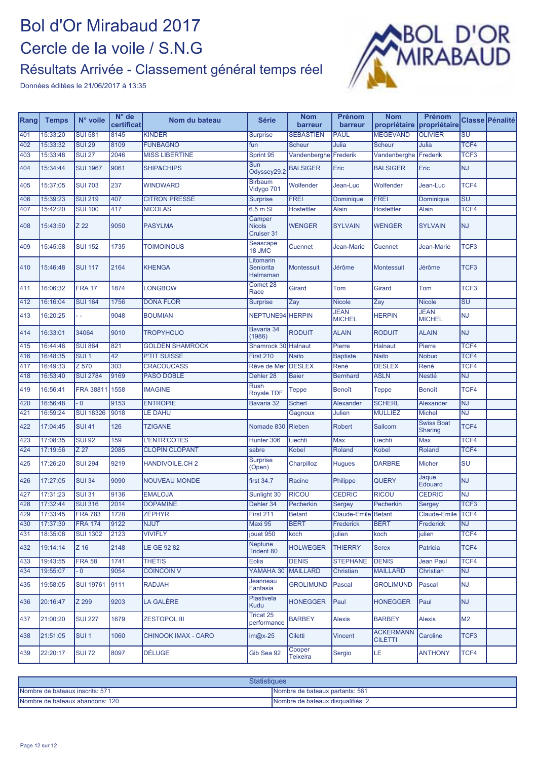# Bol d'Or Mirabaud 2017

## Cercle de la voile / S.N.G

### Résultats Arrivée - Classement général temps réel

Données éditées le 21/06/2017 à 13:35

| Rang | Temps | N° voile | N° de certificat | Nom du bateau | Série | Nom barreur | Prénom barreur | Nom propriétaire | Prénom propriétaire | Classe | Pénalité |
|---|---|---|---|---|---|---|---|---|---|---|---|
| 401 | 15:33:20 | SUI 581 | 8145 | KINDER | Surprise | SEBASTIEN | PAUL | MEGEVAND | OLIVIER | SU | |
| 402 | 15:33:32 | SUI 29 | 8109 | FUNBAGNO | fun | Scheur | Julia | Scheur | Julia | TCF4 | |
| 403 | 15:33:48 | SUI 27 | 2046 | MISS LIBERTINE | Sprint 95 | Vandenberghe | Frederik | Vandenberghe | Frederik | TCF3 | |
| 404 | 15:34:44 | SUI 1967 | 9061 | SHIP&CHIPS | Sun Odyssey29.2 | BALSIGER | Eric | BALSIGER | Eric | NJ | |
| 405 | 15:37:05 | SUI 703 | 237 | WINDWARD | Birbaum Vidygo 701 | Wolfender | Jean-Luc | Wolfender | Jean-Luc | TCF4 | |
| 406 | 15:39:23 | SUI 219 | 407 | CITRON PRESSE | Surprise | FREI | Dominique | FREI | Dominique | SU | |
| 407 | 15:42:20 | SUI 100 | 417 | NICOLAS | 6.5 m SI | Hostettler | Alain | Hostettler | Alain | TCF4 | |
| 408 | 15:43:50 | Z 22 | 9050 | PASYLMA | Camper Nicols Cruiser 31 | WENGER | SYLVAIN | WENGER | SYLVAIN | NJ | |
| 409 | 15:45:58 | SUI 152 | 1735 | TOIMOINOUS | Seascape 18 JMC | Cuennet | Jean-Marie | Cuennet | Jean-Marie | TCF3 | |
| 410 | 15:46:48 | SUI 117 | 2164 | KHENGA | Litomarin Seniorita Helmsman | Montessuit | Jérôme | Montessuit | Jérôme | TCF3 | |
| 411 | 16:06:32 | FRA 17 | 1874 | LONGBOW | Comet 28 Race | Girard | Tom | Girard | Tom | TCF3 | |
| 412 | 16:16:04 | SUI 164 | 1756 | DONA FLOR | Surprise | Zay | Nicole | Zay | Nicole | SU | |
| 413 | 16:20:25 | - - | 9048 | BOUMIAN | NEPTUNE94 | HERPIN | JEAN MICHEL | HERPIN | JEAN MICHEL | NJ | |
| 414 | 16:33:01 | 34064 | 9010 | TROPYHCUO | Bavaria 34 (1986) | RODUIT | ALAIN | RODUIT | ALAIN | NJ | |
| 415 | 16:44:46 | SUI 864 | 821 | GOLDEN SHAMROCK | Shamrock 30 | Halnaut | Pierre | Halnaut | Pierre | TCF4 | |
| 416 | 16:48:35 | SUI 1 | 42 | P'TIT SUISSE | First 210 | Naito | Baptiste | Naito | Nobuo | TCF4 | |
| 417 | 16:49:33 | Z 570 | 303 | CRACOUCASS | Rêve de Mer | DESLEX | René | DESLEX | René | TCF4 | |
| 418 | 16:53:40 | SUI 2784 | 9169 | PASO DOBLE | Dehler 28 | Baier | Bernhard | ASLN | Nestlé | NJ | |
| 419 | 16:56:41 | FRA 38811 | 1558 | IMAGINE | Rush Royale TDF | Teppe | Benoît | Teppe | Benoît | TCF4 | |
| 420 | 16:56:48 | - 0 | 9153 | ENTROPIE | Bavaria 32 | Scherl | Alexander | SCHERL | Alexander | NJ | |
| 421 | 16:59:24 | SUI 18326 | 9018 | LE DAHU | | Gagnoux | Julien | MULLIEZ | Michel | NJ | |
| 422 | 17:04:45 | SUI 41 | 126 | TZIGANE | Nomade 830 | Rieben | Robert | Sailcom | Swiss Boat Sharing | TCF4 | |
| 423 | 17:08:35 | SUI 92 | 159 | L'ENTR'COTES | Hunter 306 | Liechti | Max | Liechti | Max | TCF4 | |
| 424 | 17:19:56 | Z 27 | 2085 | CLOPIN CLOPANT | sabre | Kobel | Roland | Kobel | Roland | TCF4 | |
| 425 | 17:26:20 | SUI 294 | 9219 | HANDIVOILE.CH 2 | Surprise (Open) | Charpilloz | Hugues | DARBRE | Micher | SU | |
| 426 | 17:27:05 | SUI 34 | 9090 | NOUVEAU MONDE | first 34.7 | Racine | Philippe | QUERY | Jaque Edouard | NJ | |
| 427 | 17:31:23 | SUI 31 | 9136 | EMALOJA | Sunlight 30 | RICOU | CEDRIC | RICOU | CEDRIC | NJ | |
| 428 | 17:32:44 | SUI 316 | 2014 | DOPAMINE | Dehler 34 | Pecherkin | Sergey | Pecherkin | Sergey | TCF3 | |
| 429 | 17:33:45 | FRA 783 | 1728 | ZEPHYR | First 211 | Betant | Claude-Emile | Betant | Claude-Emile | TCF4 | |
| 430 | 17:37:30 | FRA 174 | 9122 | NJUT | Maxi 95 | BERT | Frederick | BERT | Frederick | NJ | |
| 431 | 18:35:08 | SUI 1302 | 2123 | VIVIFLY | jouet 950 | koch | julien | koch | julien | TCF4 | |
| 432 | 19:14:14 | Z 16 | 2148 | LE GE 92 82 | Neptune Trident 80 | HOLWEGER | THIERRY | Serex | Patricia | TCF4 | |
| 433 | 19:43:55 | FRA 58 | 1741 | THÉTIS | Eolia | DENIS | STEPHANE | DENIS | Jean Paul | TCF4 | |
| 434 | 19:55:07 | - 0 | 9054 | COINCOIN V | YAMAHA 30 | MAILLARD | Christian | MAILLARD | Christian | NJ | |
| 435 | 19:58:05 | SUI 19761 | 9111 | RADJAH | Jeanneau Fantasia | GROLIMUND | Pascal | GROLIMUND | Pascal | NJ | |
| 436 | 20:16:47 | Z 299 | 9203 | LA GALÈRE | Plastivela Kudu | HONEGGER | Paul | HONEGGER | Paul | NJ | |
| 437 | 21:00:20 | SUI 227 | 1679 | ZESTOPOL III | Tricat 25 performance | BARBEY | Alexis | BARBEY | Alexis | M2 | |
| 438 | 21:51:05 | SUI 1 | 1060 | CHINOOK IMAX - CARO | im@x-25 | Ciletti | Vincent | ACKERMANN CILETTI | Caroline | TCF3 | |
| 439 | 22:20:17 | SUI 72 | 8097 | DÉLUGE | Gib Sea 92 | Cooper Teixeira | Sergio | LE | ANTHONY | TCF4 | |

| Statistiques | |
|---|---|
| Nombre de bateaux inscrits: 571 | Nombre de bateaux partants: 561 |
| Nombre de bateaux abandons: 120 | Nombre de bateaux disqualifiés: 2 |